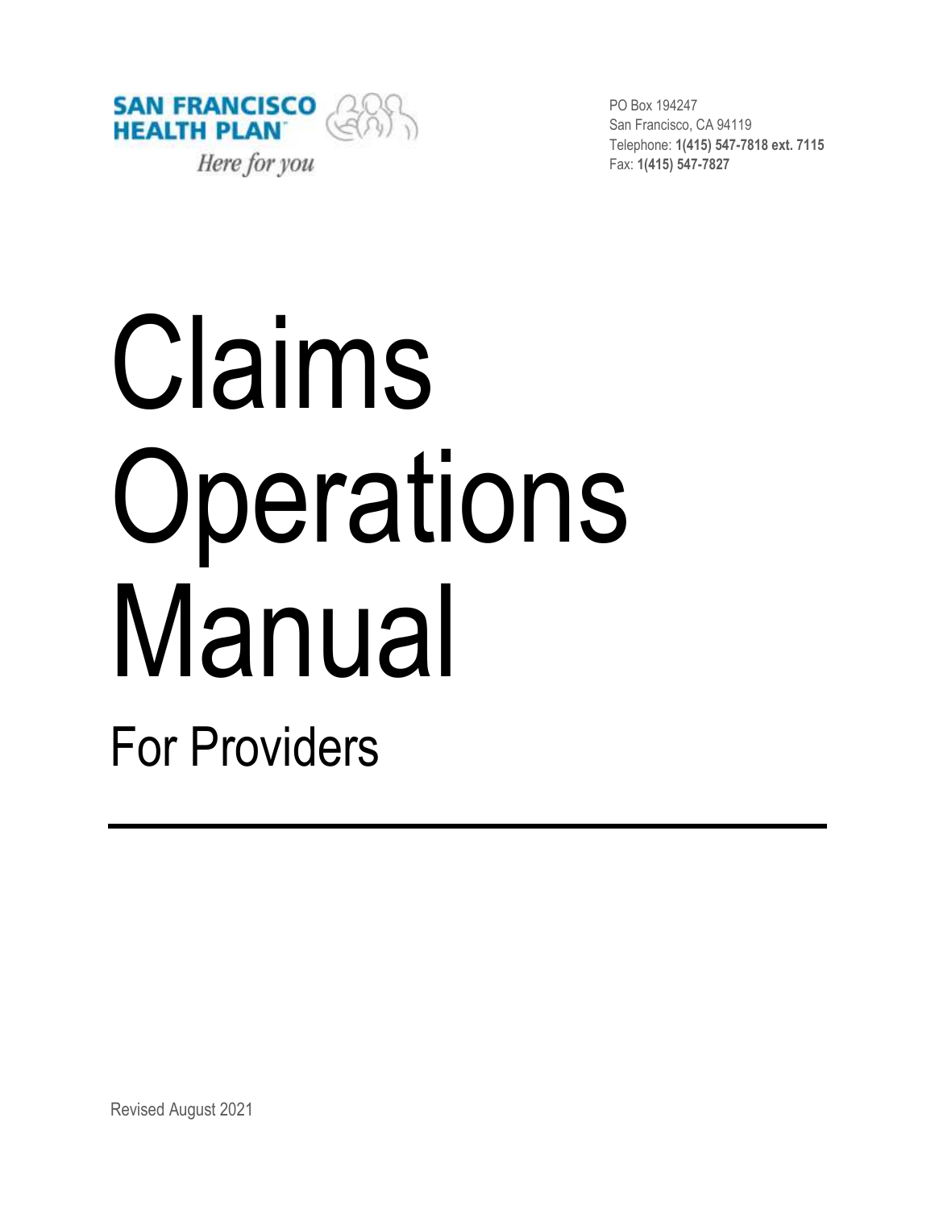SAN FRANCISCO HEALTH PLAN

*Here for you*

PO Box 194247
San Francisco, CA 94119
Telephone: **1(415) 547-7818 ext. 7115**
Fax: **1(415) 547-7827**

# Claims Operations Manual

## For Providers

Revised August 2021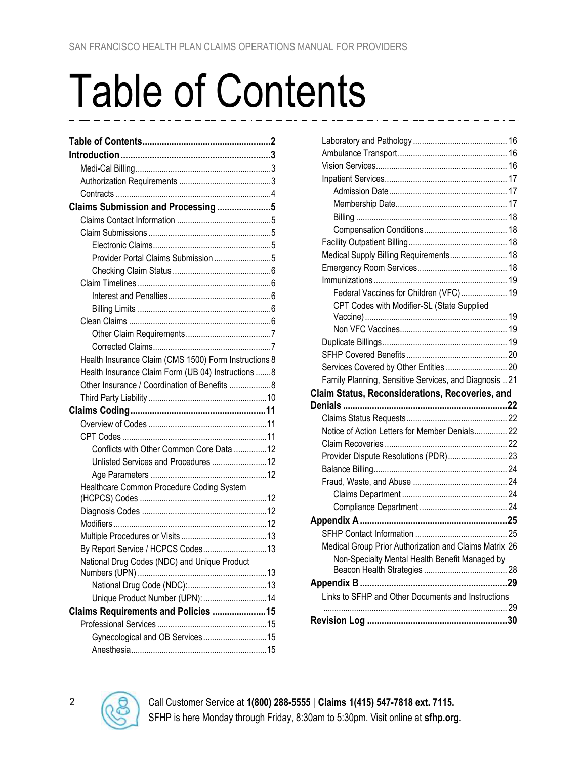# Table of Contents

- **Table of Contents** .......... **2**
- **Introduction** .......... **3**
  - Medi-Cal Billing .......... 3
  - Authorization Requirements .......... 3
  - Contracts .......... 4
- **Claims Submission and Processing** .......... **5**
  - Claims Contact Information .......... 5
  - Claim Submissions .......... 5
    - Electronic Claims .......... 5
    - Provider Portal Claims Submission .......... 5
    - Checking Claim Status .......... 6
  - Claim Timelines .......... 6
    - Interest and Penalties .......... 6
    - Billing Limits .......... 6
  - Clean Claims .......... 6
    - Other Claim Requirements .......... 7
    - Corrected Claims .......... 7
  - Health Insurance Claim (CMS 1500) Form Instructions .......... 8
  - Health Insurance Claim Form (UB 04) Instructions .......... 8
  - Other Insurance / Coordination of Benefits .......... 8
  - Third Party Liability .......... 10
- **Claims Coding** .......... **11**
  - Overview of Codes .......... 11
  - CPT Codes .......... 11
    - Conflicts with Other Common Core Data .......... 12
    - Unlisted Services and Procedures .......... 12
    - Age Parameters .......... 12
  - Healthcare Common Procedure Coding System (HCPCS) Codes .......... 12
  - Diagnosis Codes .......... 12
  - Modifiers .......... 12
  - Multiple Procedures or Visits .......... 13
  - By Report Service / HCPCS Codes .......... 13
  - National Drug Codes (NDC) and Unique Product Numbers (UPN) .......... 13
    - National Drug Code (NDC): .......... 13
    - Unique Product Number (UPN): .......... 14
- **Claims Requirements and Policies** .......... **15**
  - Professional Services .......... 15
    - Gynecological and OB Services .......... 15
    - Anesthesia .......... 15
  - Laboratory and Pathology .......... 16
  - Ambulance Transport .......... 16
  - Vision Services .......... 16
  - Inpatient Services .......... 17
    - Admission Date .......... 17
    - Membership Date .......... 17
    - Billing .......... 18
    - Compensation Conditions .......... 18
  - Facility Outpatient Billing .......... 18
  - Medical Supply Billing Requirements .......... 18
  - Emergency Room Services .......... 18
  - Immunizations .......... 19
    - Federal Vaccines for Children (VFC) .......... 19
    - CPT Codes with Modifier-SL (State Supplied Vaccine) .......... 19
    - Non VFC Vaccines .......... 19
  - Duplicate Billings .......... 19
  - SFHP Covered Benefits .......... 20
  - Services Covered by Other Entities .......... 20
  - Family Planning, Sensitive Services, and Diagnosis .......... 21
- **Claim Status, Reconsiderations, Recoveries, and Denials** .......... **22**
  - Claims Status Requests .......... 22
  - Notice of Action Letters for Member Denials .......... 22
  - Claim Recoveries .......... 22
  - Provider Dispute Resolutions (PDR) .......... 23
  - Balance Billing .......... 24
  - Fraud, Waste, and Abuse .......... 24
    - Claims Department .......... 24
    - Compliance Department .......... 24
- **Appendix A** .......... **25**
  - SFHP Contact Information .......... 25
  - Medical Group Prior Authorization and Claims Matrix .......... 26
    - Non-Specialty Mental Health Benefit Managed by Beacon Health Strategies .......... 28
- **Appendix B** .......... **29**
  - Links to SFHP and Other Documents and Instructions .......... 29
- **Revision Log** .......... **30**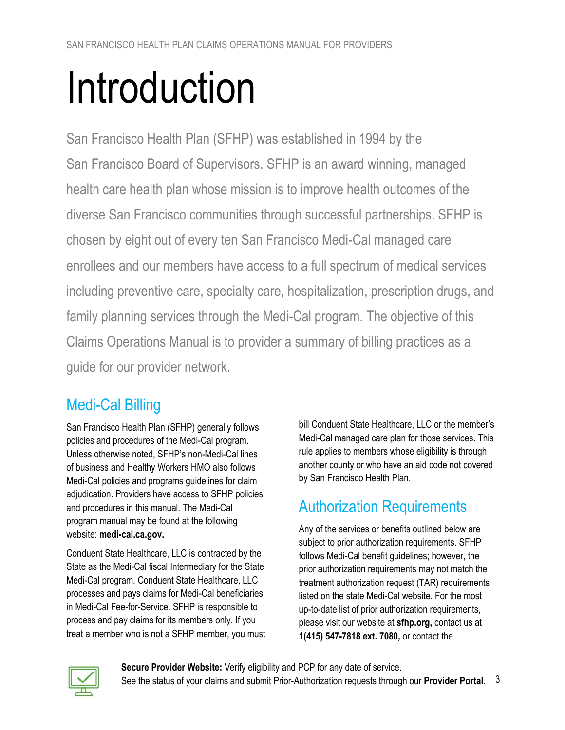# Introduction

San Francisco Health Plan (SFHP) was established in 1994 by the San Francisco Board of Supervisors. SFHP is an award winning, managed health care health plan whose mission is to improve health outcomes of the diverse San Francisco communities through successful partnerships. SFHP is chosen by eight out of every ten San Francisco Medi-Cal managed care enrollees and our members have access to a full spectrum of medical services including preventive care, specialty care, hospitalization, prescription drugs, and family planning services through the Medi-Cal program. The objective of this Claims Operations Manual is to provider a summary of billing practices as a guide for our provider network.

## Medi-Cal Billing

San Francisco Health Plan (SFHP) generally follows policies and procedures of the Medi-Cal program. Unless otherwise noted, SFHP's non-Medi-Cal lines of business and Healthy Workers HMO also follows Medi-Cal policies and programs guidelines for claim adjudication. Providers have access to SFHP policies and procedures in this manual. The Medi-Cal program manual may be found at the following website: **medi-cal.ca.gov.**

Conduent State Healthcare, LLC is contracted by the State as the Medi-Cal fiscal Intermediary for the State Medi-Cal program. Conduent State Healthcare, LLC processes and pays claims for Medi-Cal beneficiaries in Medi-Cal Fee-for-Service. SFHP is responsible to process and pay claims for its members only. If you treat a member who is not a SFHP member, you must bill Conduent State Healthcare, LLC or the member's Medi-Cal managed care plan for those services. This rule applies to members whose eligibility is through another county or who have an aid code not covered by San Francisco Health Plan.

## Authorization Requirements

Any of the services or benefits outlined below are subject to prior authorization requirements. SFHP follows Medi-Cal benefit guidelines; however, the prior authorization requirements may not match the treatment authorization request (TAR) requirements listed on the state Medi-Cal website. For the most up-to-date list of prior authorization requirements, please visit our website at **sfhp.org,** contact us at **1(415) 547-7818 ext. 7080,** or contact the

**Secure Provider Website:** Verify eligibility and PCP for any date of service.
See the status of your claims and submit Prior-Authorization requests through our **Provider Portal.**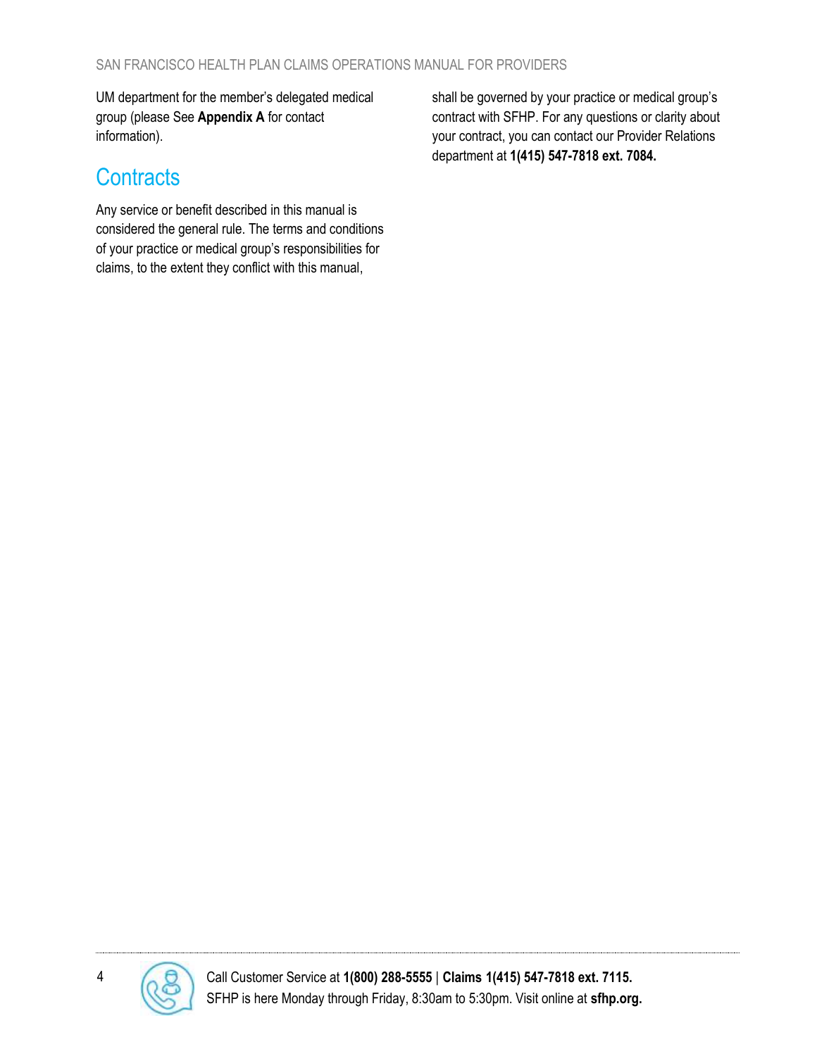UM department for the member's delegated medical group (please See **Appendix A** for contact information).

## Contracts

Any service or benefit described in this manual is considered the general rule. The terms and conditions of your practice or medical group's responsibilities for claims, to the extent they conflict with this manual, shall be governed by your practice or medical group's contract with SFHP. For any questions or clarity about your contract, you can contact our Provider Relations department at **1(415) 547-7818 ext. 7084.**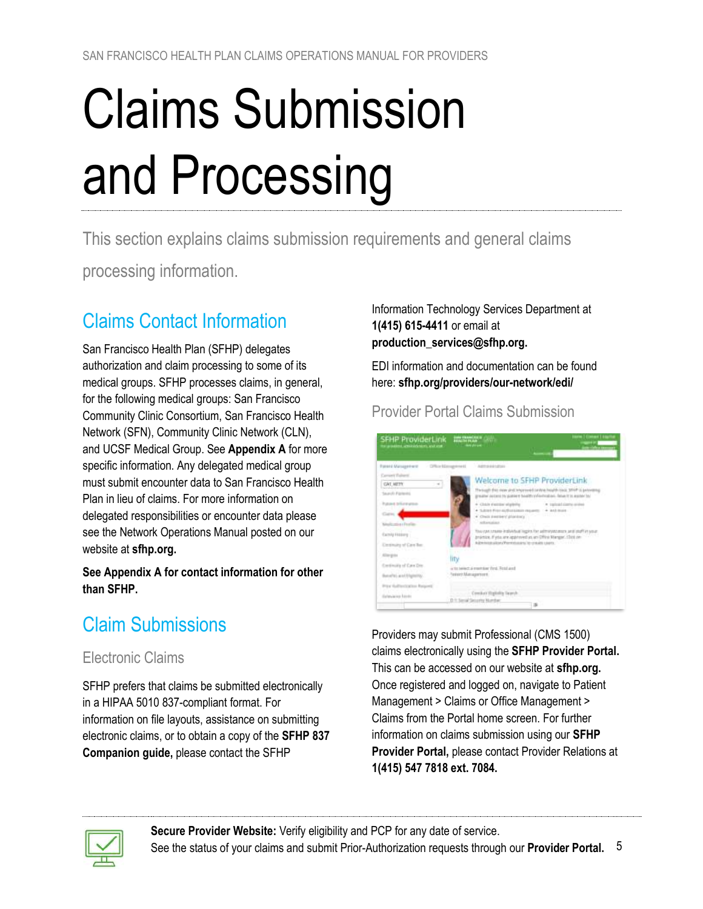// Claude note: page header, page number, and the screenshot were omitted; the screenshot was not detected as an image, so no image tag was added.
# Claims Submission and Processing

This section explains claims submission requirements and general claims processing information.

## Claims Contact Information

San Francisco Health Plan (SFHP) delegates authorization and claim processing to some of its medical groups. SFHP processes claims, in general, for the following medical groups: San Francisco Community Clinic Consortium, San Francisco Health Network (SFN), Community Clinic Network (CLN), and UCSF Medical Group. See **Appendix A** for more specific information. Any delegated medical group must submit encounter data to San Francisco Health Plan in lieu of claims. For more information on delegated responsibilities or encounter data please see the Network Operations Manual posted on our website at **sfhp.org.**

**See Appendix A for contact information for other than SFHP.**

## Claim Submissions

### Electronic Claims

SFHP prefers that claims be submitted electronically in a HIPAA 5010 837-compliant format. For information on file layouts, assistance on submitting electronic claims, or to obtain a copy of the **SFHP 837 Companion guide,** please contact the SFHP Information Technology Services Department at **1(415) 615-4411** or email at **production_services@sfhp.org.**

EDI information and documentation can be found here: **sfhp.org/providers/our-network/edi/**

### Provider Portal Claims Submission

Providers may submit Professional (CMS 1500) claims electronically using the **SFHP Provider Portal.** This can be accessed on our website at **sfhp.org.** Once registered and logged on, navigate to Patient Management > Claims or Office Management > Claims from the Portal home screen. For further information on claims submission using our **SFHP Provider Portal,** please contact Provider Relations at **1(415) 547 7818 ext. 7084.**

**Secure Provider Website:** Verify eligibility and PCP for any date of service.
See the status of your claims and submit Prior-Authorization requests through our **Provider Portal.**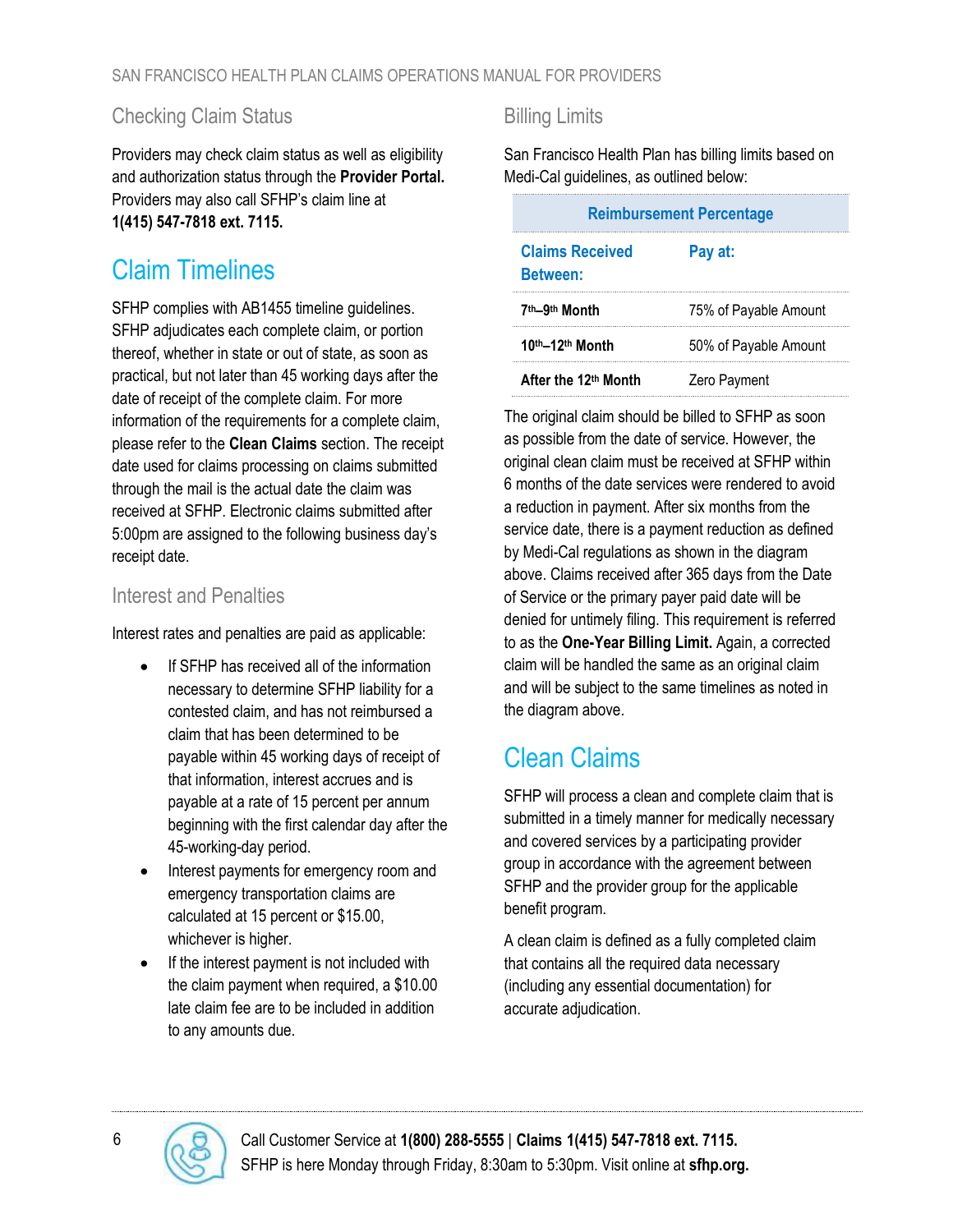## Checking Claim Status

Providers may check claim status as well as eligibility and authorization status through the **Provider Portal.** Providers may also call SFHP's claim line at **1(415) 547-7818 ext. 7115.**

# Claim Timelines

SFHP complies with AB1455 timeline guidelines. SFHP adjudicates each complete claim, or portion thereof, whether in state or out of state, as soon as practical, but not later than 45 working days after the date of receipt of the complete claim. For more information of the requirements for a complete claim, please refer to the **Clean Claims** section. The receipt date used for claims processing on claims submitted through the mail is the actual date the claim was received at SFHP. Electronic claims submitted after 5:00pm are assigned to the following business day's receipt date.

## Interest and Penalties

Interest rates and penalties are paid as applicable:

- If SFHP has received all of the information necessary to determine SFHP liability for a contested claim, and has not reimbursed a claim that has been determined to be payable within 45 working days of receipt of that information, interest accrues and is payable at a rate of 15 percent per annum beginning with the first calendar day after the 45-working-day period.
- Interest payments for emergency room and emergency transportation claims are calculated at 15 percent or $15.00, whichever is higher.
- If the interest payment is not included with the claim payment when required, a $10.00 late claim fee are to be included in addition to any amounts due.

## Billing Limits

San Francisco Health Plan has billing limits based on Medi-Cal guidelines, as outlined below:

| Reimbursement Percentage | |
|---|---|
| **Claims Received Between:** | **Pay at:** |
| **7th–9th Month** | 75% of Payable Amount |
| **10th–12th Month** | 50% of Payable Amount |
| **After the 12th Month** | Zero Payment |

The original claim should be billed to SFHP as soon as possible from the date of service. However, the original clean claim must be received at SFHP within 6 months of the date services were rendered to avoid a reduction in payment. After six months from the service date, there is a payment reduction as defined by Medi-Cal regulations as shown in the diagram above. Claims received after 365 days from the Date of Service or the primary payer paid date will be denied for untimely filing. This requirement is referred to as the **One-Year Billing Limit.** Again, a corrected claim will be handled the same as an original claim and will be subject to the same timelines as noted in the diagram above.

# Clean Claims

SFHP will process a clean and complete claim that is submitted in a timely manner for medically necessary and covered services by a participating provider group in accordance with the agreement between SFHP and the provider group for the applicable benefit program.

A clean claim is defined as a fully completed claim that contains all the required data necessary (including any essential documentation) for accurate adjudication.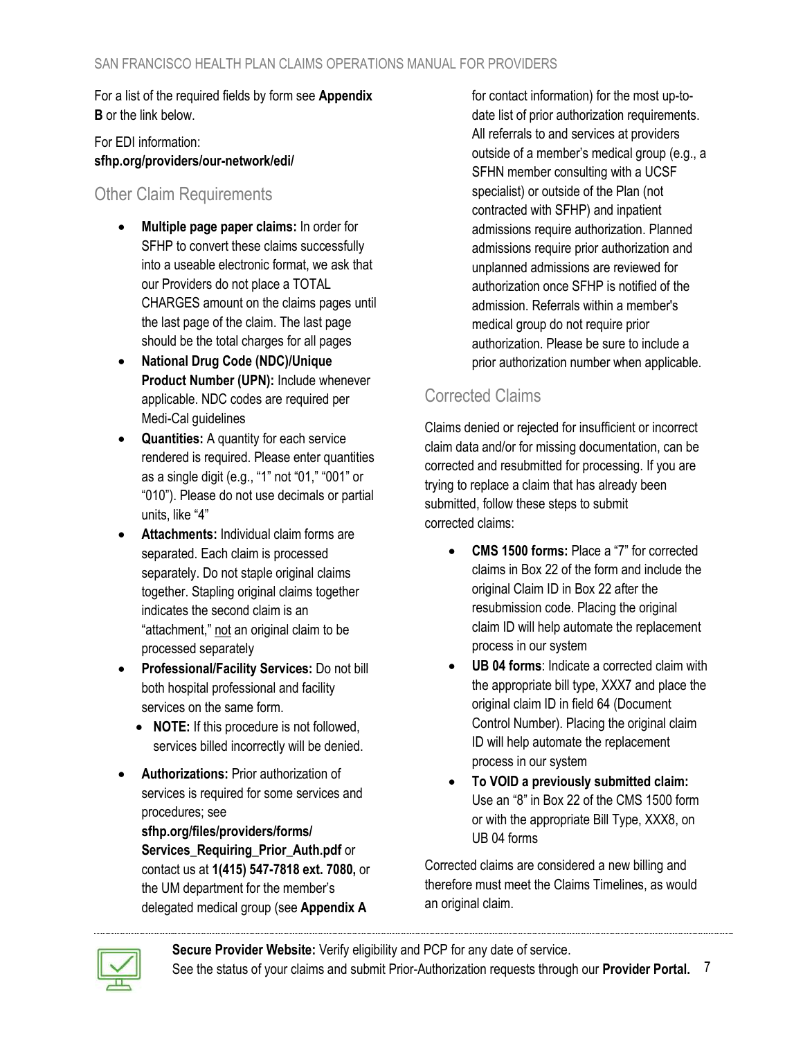For a list of the required fields by form see **Appendix B** or the link below.

For EDI information:
**sfhp.org/providers/our-network/edi/**

## Other Claim Requirements

- **Multiple page paper claims:** In order for SFHP to convert these claims successfully into a useable electronic format, we ask that our Providers do not place a TOTAL CHARGES amount on the claims pages until the last page of the claim. The last page should be the total charges for all pages
- **National Drug Code (NDC)/Unique Product Number (UPN):** Include whenever applicable. NDC codes are required per Medi-Cal guidelines
- **Quantities:** A quantity for each service rendered is required. Please enter quantities as a single digit (e.g., "1" not "01," "001" or "010"). Please do not use decimals or partial units, like "4"
- **Attachments:** Individual claim forms are separated. Each claim is processed separately. Do not staple original claims together. Stapling original claims together indicates the second claim is an "attachment," not an original claim to be processed separately
- **Professional/Facility Services:** Do not bill both hospital professional and facility services on the same form.
  - **NOTE:** If this procedure is not followed, services billed incorrectly will be denied.
- **Authorizations:** Prior authorization of services is required for some services and procedures; see **sfhp.org/files/providers/forms/Services_Requiring_Prior_Auth.pdf** or contact us at **1(415) 547-7818 ext. 7080,** or the UM department for the member's delegated medical group (see **Appendix A** for contact information) for the most up-to-date list of prior authorization requirements. All referrals to and services at providers outside of a member's medical group (e.g., a SFHN member consulting with a UCSF specialist) or outside of the Plan (not contracted with SFHP) and inpatient admissions require authorization. Planned admissions require prior authorization and unplanned admissions are reviewed for authorization once SFHP is notified of the admission. Referrals within a member's medical group do not require prior authorization. Please be sure to include a prior authorization number when applicable.

## Corrected Claims

Claims denied or rejected for insufficient or incorrect claim data and/or for missing documentation, can be corrected and resubmitted for processing. If you are trying to replace a claim that has already been submitted, follow these steps to submit corrected claims:

- **CMS 1500 forms:** Place a "7" for corrected claims in Box 22 of the form and include the original Claim ID in Box 22 after the resubmission code. Placing the original claim ID will help automate the replacement process in our system
- **UB 04 forms**: Indicate a corrected claim with the appropriate bill type, XXX7 and place the original claim ID in field 64 (Document Control Number). Placing the original claim ID will help automate the replacement process in our system
- **To VOID a previously submitted claim:** Use an "8" in Box 22 of the CMS 1500 form or with the appropriate Bill Type, XXX8, on UB 04 forms

Corrected claims are considered a new billing and therefore must meet the Claims Timelines, as would an original claim.

**Secure Provider Website:** Verify eligibility and PCP for any date of service.
See the status of your claims and submit Prior-Authorization requests through our **Provider Portal.**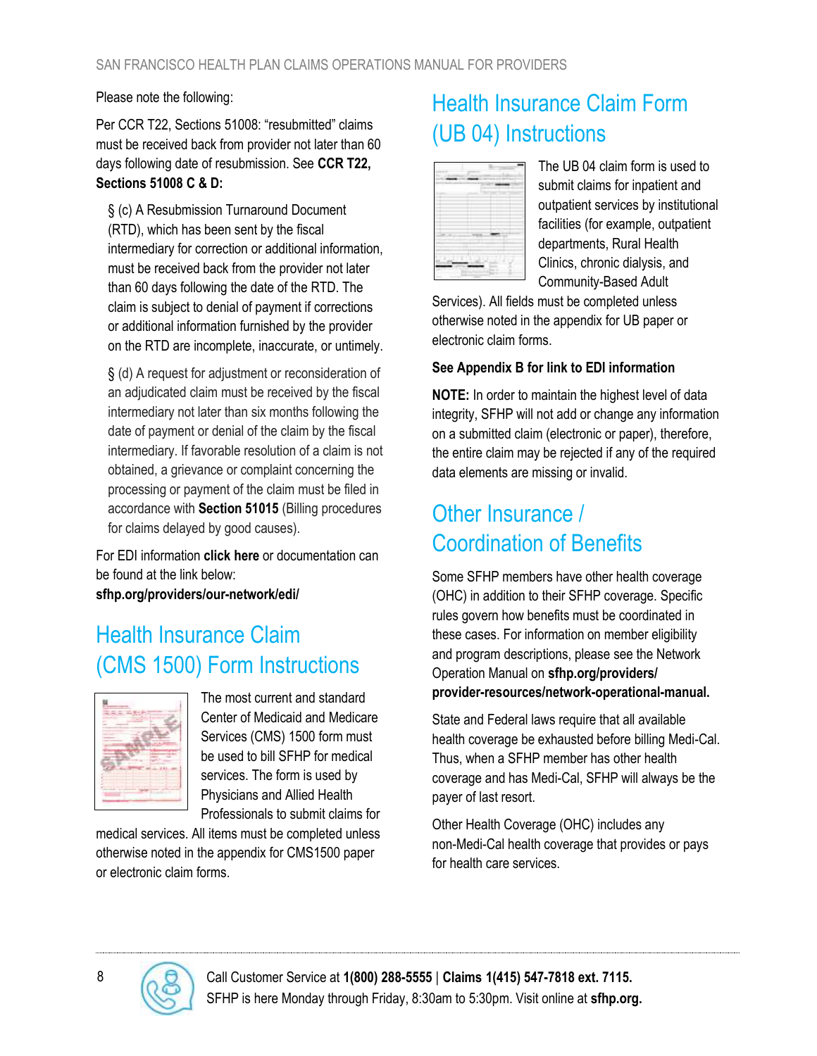Please note the following:

Per CCR T22, Sections 51008: "resubmitted" claims must be received back from provider not later than 60 days following date of resubmission. See **CCR T22, Sections 51008 C & D:**

> § (c) A Resubmission Turnaround Document (RTD), which has been sent by the fiscal intermediary for correction or additional information, must be received back from the provider not later than 60 days following the date of the RTD. The claim is subject to denial of payment if corrections or additional information furnished by the provider on the RTD are incomplete, inaccurate, or untimely.
>
> § (d) A request for adjustment or reconsideration of an adjudicated claim must be received by the fiscal intermediary not later than six months following the date of payment or denial of the claim by the fiscal intermediary. If favorable resolution of a claim is not obtained, a grievance or complaint concerning the processing or payment of the claim must be filed in accordance with **Section 51015** (Billing procedures for claims delayed by good causes).

For EDI information **click here** or documentation can be found at the link below:
**sfhp.org/providers/our-network/edi/**

## Health Insurance Claim (CMS 1500) Form Instructions

The most current and standard Center of Medicaid and Medicare Services (CMS) 1500 form must be used to bill SFHP for medical services. The form is used by Physicians and Allied Health Professionals to submit claims for medical services. All items must be completed unless otherwise noted in the appendix for CMS1500 paper or electronic claim forms.

## Health Insurance Claim Form (UB 04) Instructions

The UB 04 claim form is used to submit claims for inpatient and outpatient services by institutional facilities (for example, outpatient departments, Rural Health Clinics, chronic dialysis, and Community-Based Adult Services). All fields must be completed unless otherwise noted in the appendix for UB paper or electronic claim forms.

**See Appendix B for link to EDI information**

**NOTE:** In order to maintain the highest level of data integrity, SFHP will not add or change any information on a submitted claim (electronic or paper), therefore, the entire claim may be rejected if any of the required data elements are missing or invalid.

## Other Insurance / Coordination of Benefits

Some SFHP members have other health coverage (OHC) in addition to their SFHP coverage. Specific rules govern how benefits must be coordinated in these cases. For information on member eligibility and program descriptions, please see the Network Operation Manual on **sfhp.org/providers/provider-resources/network-operational-manual.**

State and Federal laws require that all available health coverage be exhausted before billing Medi-Cal. Thus, when a SFHP member has other health coverage and has Medi-Cal, SFHP will always be the payer of last resort.

Other Health Coverage (OHC) includes any non-Medi-Cal health coverage that provides or pays for health care services.

Call Customer Service at **1(800) 288-5555** | **Claims 1(415) 547-7818 ext. 7115.**
SFHP is here Monday through Friday, 8:30am to 5:30pm. Visit online at **sfhp.org.**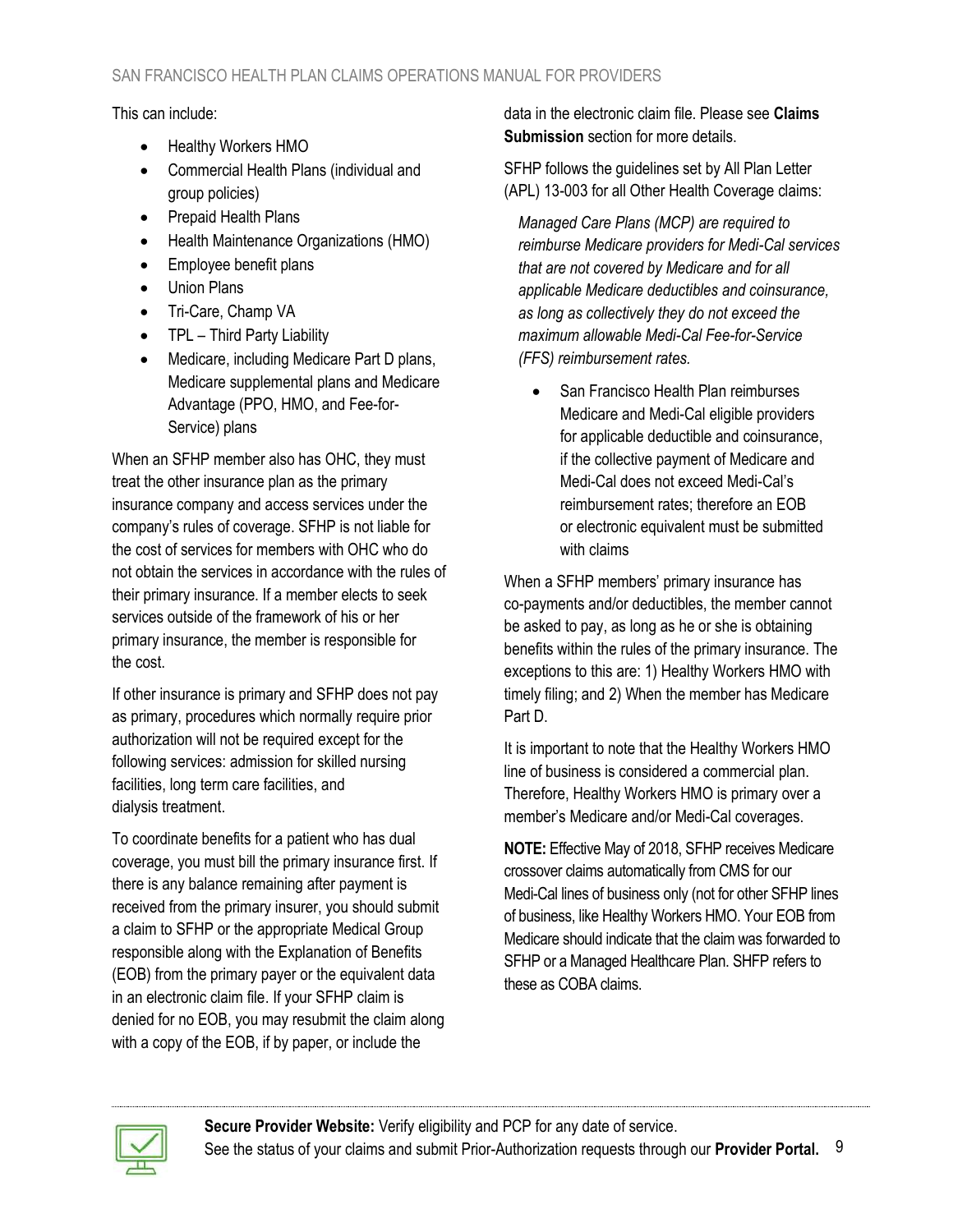This can include:

- Healthy Workers HMO
- Commercial Health Plans (individual and group policies)
- Prepaid Health Plans
- Health Maintenance Organizations (HMO)
- Employee benefit plans
- Union Plans
- Tri-Care, Champ VA
- TPL – Third Party Liability
- Medicare, including Medicare Part D plans, Medicare supplemental plans and Medicare Advantage (PPO, HMO, and Fee-for-Service) plans

When an SFHP member also has OHC, they must treat the other insurance plan as the primary insurance company and access services under the company's rules of coverage. SFHP is not liable for the cost of services for members with OHC who do not obtain the services in accordance with the rules of their primary insurance. If a member elects to seek services outside of the framework of his or her primary insurance, the member is responsible for the cost.

If other insurance is primary and SFHP does not pay as primary, procedures which normally require prior authorization will not be required except for the following services: admission for skilled nursing facilities, long term care facilities, and dialysis treatment.

To coordinate benefits for a patient who has dual coverage, you must bill the primary insurance first. If there is any balance remaining after payment is received from the primary insurer, you should submit a claim to SFHP or the appropriate Medical Group responsible along with the Explanation of Benefits (EOB) from the primary payer or the equivalent data in an electronic claim file. If your SFHP claim is denied for no EOB, you may resubmit the claim along with a copy of the EOB, if by paper, or include the data in the electronic claim file. Please see **Claims Submission** section for more details.

SFHP follows the guidelines set by All Plan Letter (APL) 13-003 for all Other Health Coverage claims:

*Managed Care Plans (MCP) are required to reimburse Medicare providers for Medi-Cal services that are not covered by Medicare and for all applicable Medicare deductibles and coinsurance, as long as collectively they do not exceed the maximum allowable Medi-Cal Fee-for-Service (FFS) reimbursement rates.*

- San Francisco Health Plan reimburses Medicare and Medi-Cal eligible providers for applicable deductible and coinsurance, if the collective payment of Medicare and Medi-Cal does not exceed Medi-Cal's reimbursement rates; therefore an EOB or electronic equivalent must be submitted with claims

When a SFHP members' primary insurance has co-payments and/or deductibles, the member cannot be asked to pay, as long as he or she is obtaining benefits within the rules of the primary insurance. The exceptions to this are: 1) Healthy Workers HMO with timely filing; and 2) When the member has Medicare Part D.

It is important to note that the Healthy Workers HMO line of business is considered a commercial plan. Therefore, Healthy Workers HMO is primary over a member's Medicare and/or Medi-Cal coverages.

**NOTE:** Effective May of 2018, SFHP receives Medicare crossover claims automatically from CMS for our Medi-Cal lines of business only (not for other SFHP lines of business, like Healthy Workers HMO. Your EOB from Medicare should indicate that the claim was forwarded to SFHP or a Managed Healthcare Plan. SHFP refers to these as COBA claims.

**Secure Provider Website:** Verify eligibility and PCP for any date of service.
See the status of your claims and submit Prior-Authorization requests through our **Provider Portal.**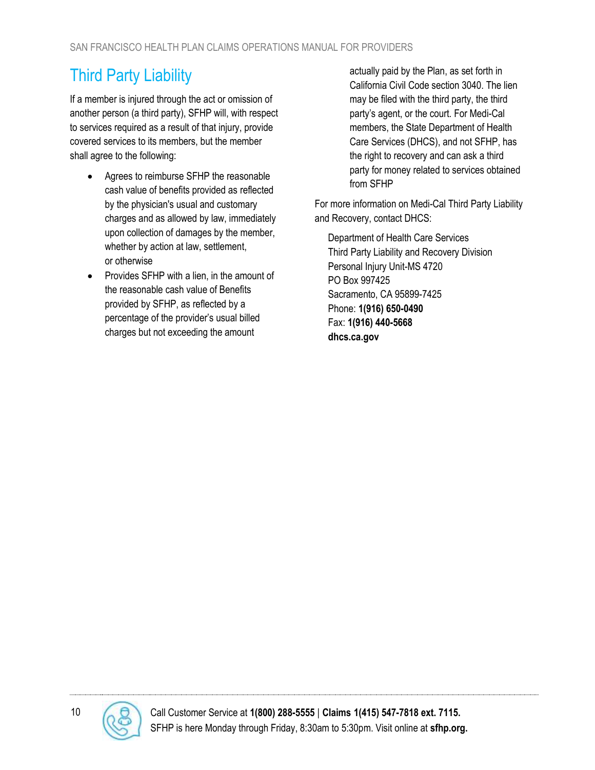# Third Party Liability

If a member is injured through the act or omission of another person (a third party), SFHP will, with respect to services required as a result of that injury, provide covered services to its members, but the member shall agree to the following:

- Agrees to reimburse SFHP the reasonable cash value of benefits provided as reflected by the physician's usual and customary charges and as allowed by law, immediately upon collection of damages by the member, whether by action at law, settlement, or otherwise
- Provides SFHP with a lien, in the amount of the reasonable cash value of Benefits provided by SFHP, as reflected by a percentage of the provider's usual billed charges but not exceeding the amount actually paid by the Plan, as set forth in California Civil Code section 3040. The lien may be filed with the third party, the third party's agent, or the court. For Medi-Cal members, the State Department of Health Care Services (DHCS), and not SFHP, has the right to recovery and can ask a third party for money related to services obtained from SFHP

For more information on Medi-Cal Third Party Liability and Recovery, contact DHCS:

Department of Health Care Services
Third Party Liability and Recovery Division
Personal Injury Unit-MS 4720
PO Box 997425
Sacramento, CA 95899-7425
Phone: **1(916) 650-0490**
Fax: **1(916) 440-5668**
**dhcs.ca.gov**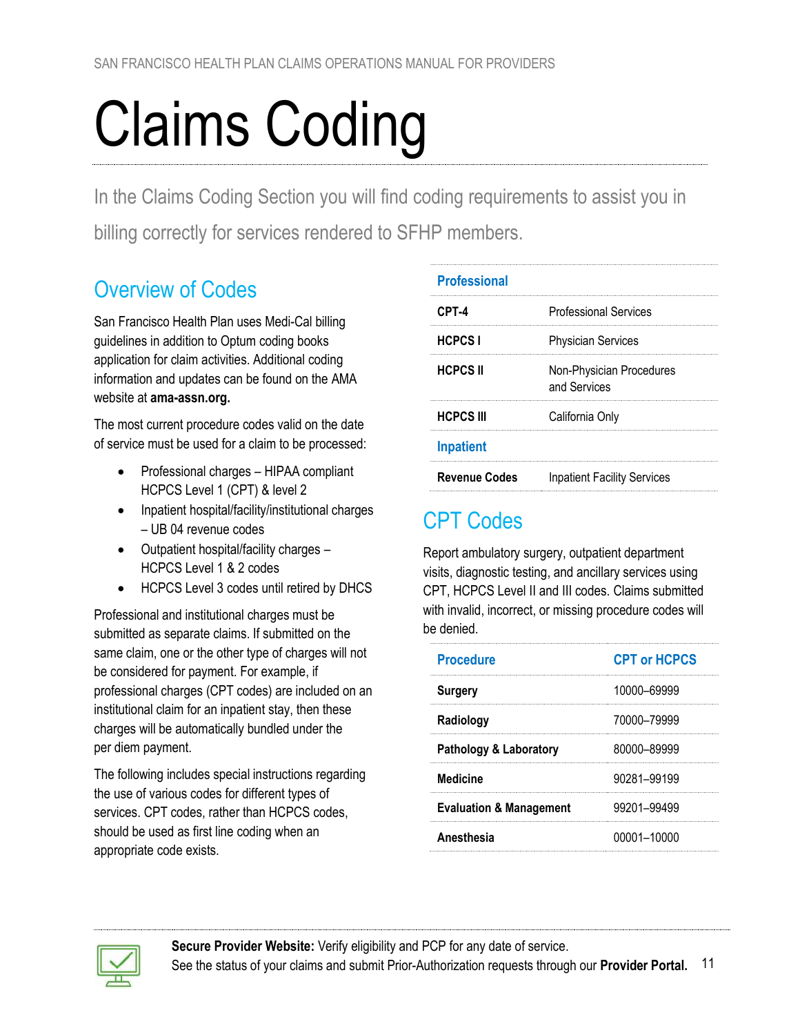# Claims Coding

In the Claims Coding Section you will find coding requirements to assist you in billing correctly for services rendered to SFHP members.

## Overview of Codes

San Francisco Health Plan uses Medi-Cal billing guidelines in addition to Optum coding books application for claim activities. Additional coding information and updates can be found on the AMA website at **ama-assn.org.**

The most current procedure codes valid on the date of service must be used for a claim to be processed:

- Professional charges – HIPAA compliant HCPCS Level 1 (CPT) & level 2
- Inpatient hospital/facility/institutional charges – UB 04 revenue codes
- Outpatient hospital/facility charges – HCPCS Level 1 & 2 codes
- HCPCS Level 3 codes until retired by DHCS

Professional and institutional charges must be submitted as separate claims. If submitted on the same claim, one or the other type of charges will not be considered for payment. For example, if professional charges (CPT codes) are included on an institutional claim for an inpatient stay, then these charges will be automatically bundled under the per diem payment.

The following includes special instructions regarding the use of various codes for different types of services. CPT codes, rather than HCPCS codes, should be used as first line coding when an appropriate code exists.

| **Professional** | |
|---|---|
| **CPT-4** | Professional Services |
| **HCPCS I** | Physician Services |
| **HCPCS II** | Non-Physician Procedures and Services |
| **HCPCS III** | California Only |
| **Inpatient** | |
| **Revenue Codes** | Inpatient Facility Services |

## CPT Codes

Report ambulatory surgery, outpatient department visits, diagnostic testing, and ancillary services using CPT, HCPCS Level II and III codes. Claims submitted with invalid, incorrect, or missing procedure codes will be denied.

| Procedure | CPT or HCPCS |
|---|---|
| **Surgery** | 10000–69999 |
| **Radiology** | 70000–79999 |
| **Pathology & Laboratory** | 80000–89999 |
| **Medicine** | 90281–99199 |
| **Evaluation & Management** | 99201–99499 |
| **Anesthesia** | 00001–10000 |

**Secure Provider Website:** Verify eligibility and PCP for any date of service.
See the status of your claims and submit Prior-Authorization requests through our **Provider Portal.**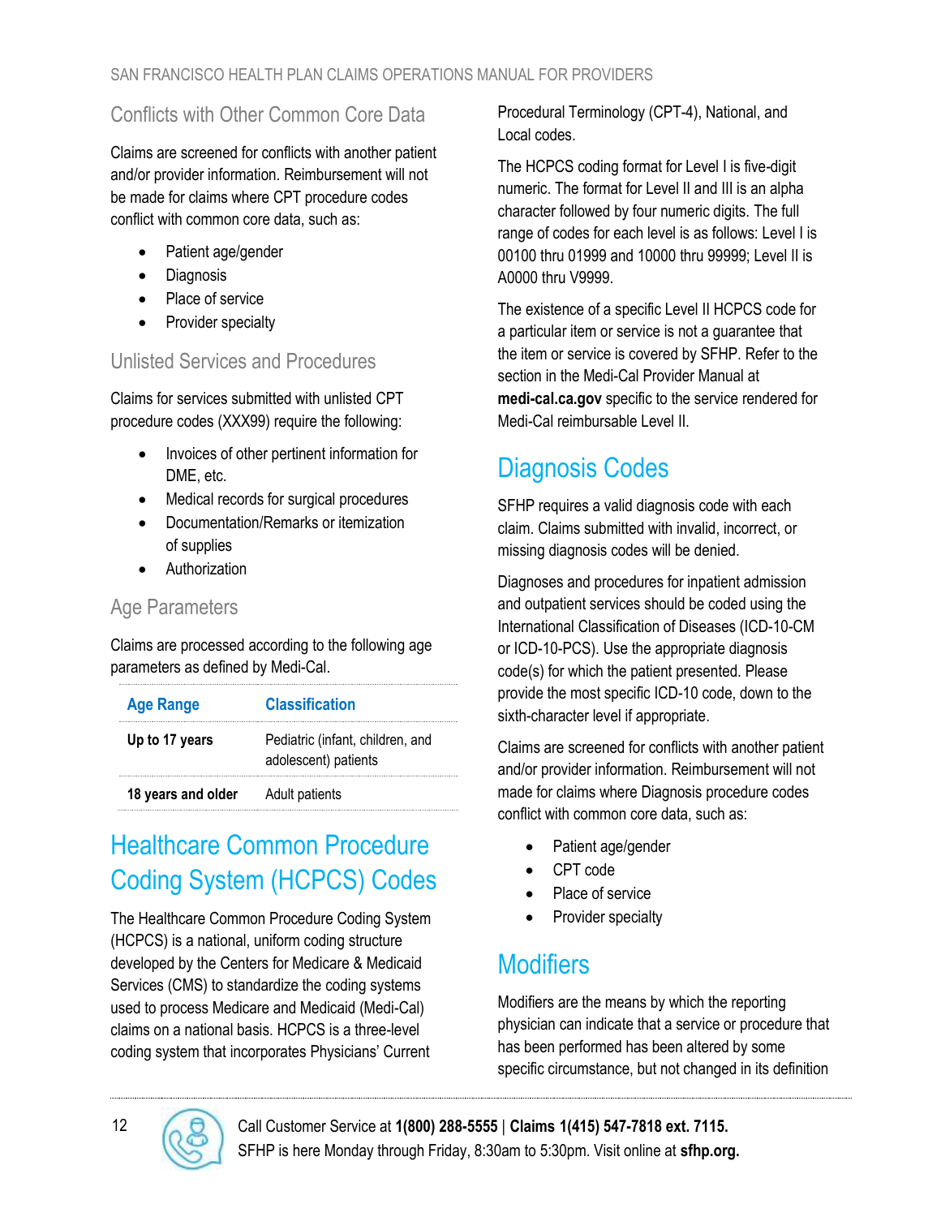### Conflicts with Other Common Core Data

Claims are screened for conflicts with another patient and/or provider information. Reimbursement will not be made for claims where CPT procedure codes conflict with common core data, such as:

- Patient age/gender
- Diagnosis
- Place of service
- Provider specialty

### Unlisted Services and Procedures

Claims for services submitted with unlisted CPT procedure codes (XXX99) require the following:

- Invoices of other pertinent information for DME, etc.
- Medical records for surgical procedures
- Documentation/Remarks or itemization of supplies
- Authorization

### Age Parameters

Claims are processed according to the following age parameters as defined by Medi-Cal.

| Age Range | Classification |
|---|---|
| **Up to 17 years** | Pediatric (infant, children, and adolescent) patients |
| **18 years and older** | Adult patients |

## Healthcare Common Procedure Coding System (HCPCS) Codes

The Healthcare Common Procedure Coding System (HCPCS) is a national, uniform coding structure developed by the Centers for Medicare & Medicaid Services (CMS) to standardize the coding systems used to process Medicare and Medicaid (Medi-Cal) claims on a national basis. HCPCS is a three-level coding system that incorporates Physicians' Current Procedural Terminology (CPT-4), National, and Local codes.

The HCPCS coding format for Level I is five-digit numeric. The format for Level II and III is an alpha character followed by four numeric digits. The full range of codes for each level is as follows: Level I is 00100 thru 01999 and 10000 thru 99999; Level II is A0000 thru V9999.

The existence of a specific Level II HCPCS code for a particular item or service is not a guarantee that the item or service is covered by SFHP. Refer to the section in the Medi-Cal Provider Manual at **medi-cal.ca.gov** specific to the service rendered for Medi-Cal reimbursable Level II.

## Diagnosis Codes

SFHP requires a valid diagnosis code with each claim. Claims submitted with invalid, incorrect, or missing diagnosis codes will be denied.

Diagnoses and procedures for inpatient admission and outpatient services should be coded using the International Classification of Diseases (ICD-10-CM or ICD-10-PCS). Use the appropriate diagnosis code(s) for which the patient presented. Please provide the most specific ICD-10 code, down to the sixth-character level if appropriate.

Claims are screened for conflicts with another patient and/or provider information. Reimbursement will not made for claims where Diagnosis procedure codes conflict with common core data, such as:

- Patient age/gender
- CPT code
- Place of service
- Provider specialty

## Modifiers

Modifiers are the means by which the reporting physician can indicate that a service or procedure that has been performed has been altered by some specific circumstance, but not changed in its definition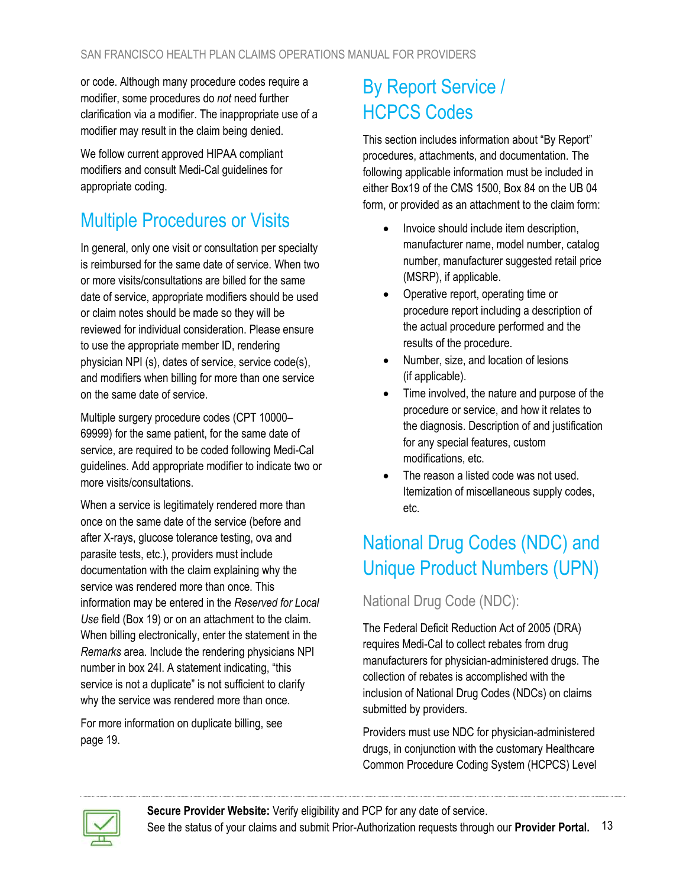or code. Although many procedure codes require a modifier, some procedures do *not* need further clarification via a modifier. The inappropriate use of a modifier may result in the claim being denied.

We follow current approved HIPAA compliant modifiers and consult Medi-Cal guidelines for appropriate coding.

## Multiple Procedures or Visits

In general, only one visit or consultation per specialty is reimbursed for the same date of service. When two or more visits/consultations are billed for the same date of service, appropriate modifiers should be used or claim notes should be made so they will be reviewed for individual consideration. Please ensure to use the appropriate member ID, rendering physician NPI (s), dates of service, service code(s), and modifiers when billing for more than one service on the same date of service.

Multiple surgery procedure codes (CPT 10000–69999) for the same patient, for the same date of service, are required to be coded following Medi-Cal guidelines. Add appropriate modifier to indicate two or more visits/consultations.

When a service is legitimately rendered more than once on the same date of the service (before and after X-rays, glucose tolerance testing, ova and parasite tests, etc.), providers must include documentation with the claim explaining why the service was rendered more than once. This information may be entered in the *Reserved for Local Use* field (Box 19) or on an attachment to the claim. When billing electronically, enter the statement in the *Remarks* area. Include the rendering physicians NPI number in box 24I. A statement indicating, "this service is not a duplicate" is not sufficient to clarify why the service was rendered more than once.

For more information on duplicate billing, see page 19.

## By Report Service / HCPCS Codes

This section includes information about "By Report" procedures, attachments, and documentation. The following applicable information must be included in either Box19 of the CMS 1500, Box 84 on the UB 04 form, or provided as an attachment to the claim form:

- Invoice should include item description, manufacturer name, model number, catalog number, manufacturer suggested retail price (MSRP), if applicable.
- Operative report, operating time or procedure report including a description of the actual procedure performed and the results of the procedure.
- Number, size, and location of lesions (if applicable).
- Time involved, the nature and purpose of the procedure or service, and how it relates to the diagnosis. Description of and justification for any special features, custom modifications, etc.
- The reason a listed code was not used. Itemization of miscellaneous supply codes, etc.

## National Drug Codes (NDC) and Unique Product Numbers (UPN)

### National Drug Code (NDC):

The Federal Deficit Reduction Act of 2005 (DRA) requires Medi-Cal to collect rebates from drug manufacturers for physician-administered drugs. The collection of rebates is accomplished with the inclusion of National Drug Codes (NDCs) on claims submitted by providers.

Providers must use NDC for physician-administered drugs, in conjunction with the customary Healthcare Common Procedure Coding System (HCPCS) Level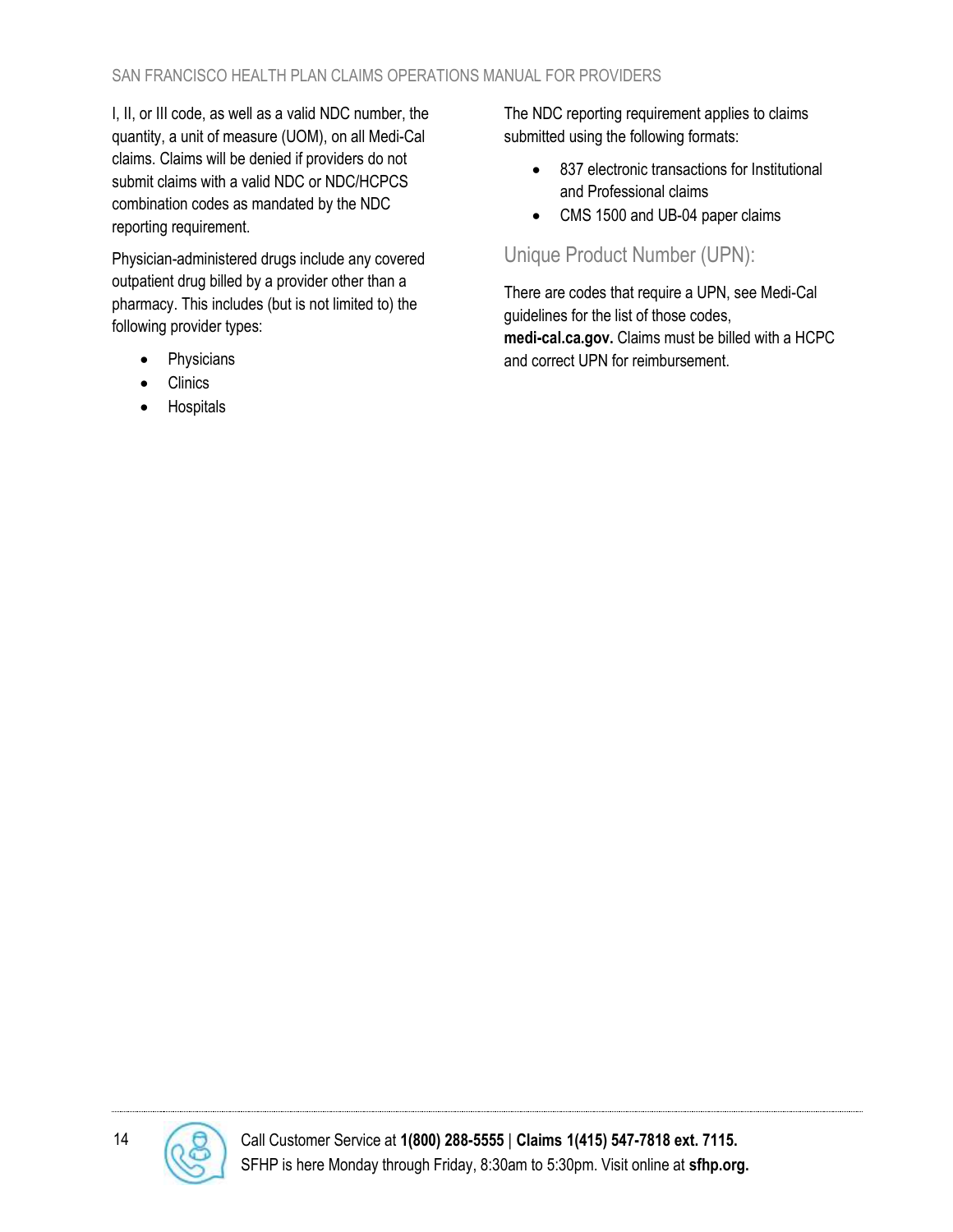I, II, or III code, as well as a valid NDC number, the quantity, a unit of measure (UOM), on all Medi-Cal claims. Claims will be denied if providers do not submit claims with a valid NDC or NDC/HCPCS combination codes as mandated by the NDC reporting requirement.

Physician-administered drugs include any covered outpatient drug billed by a provider other than a pharmacy. This includes (but is not limited to) the following provider types:

- Physicians
- Clinics
- Hospitals

The NDC reporting requirement applies to claims submitted using the following formats:

- 837 electronic transactions for Institutional and Professional claims
- CMS 1500 and UB-04 paper claims

## Unique Product Number (UPN):

There are codes that require a UPN, see Medi-Cal guidelines for the list of those codes, **medi-cal.ca.gov.** Claims must be billed with a HCPC and correct UPN for reimbursement.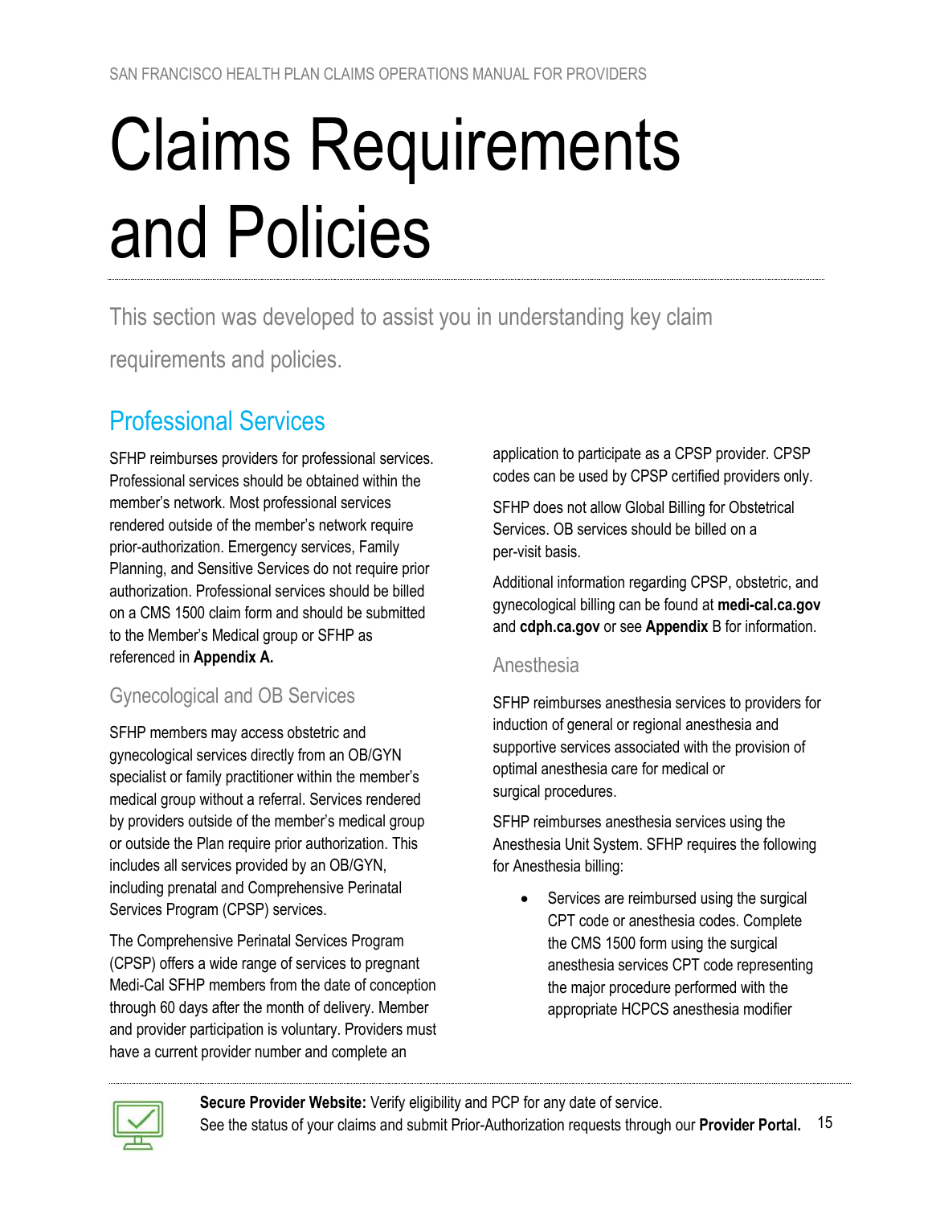# Claims Requirements and Policies

This section was developed to assist you in understanding key claim requirements and policies.

## Professional Services

SFHP reimburses providers for professional services. Professional services should be obtained within the member's network. Most professional services rendered outside of the member's network require prior-authorization. Emergency services, Family Planning, and Sensitive Services do not require prior authorization. Professional services should be billed on a CMS 1500 claim form and should be submitted to the Member's Medical group or SFHP as referenced in **Appendix A.**

### Gynecological and OB Services

SFHP members may access obstetric and gynecological services directly from an OB/GYN specialist or family practitioner within the member's medical group without a referral. Services rendered by providers outside of the member's medical group or outside the Plan require prior authorization. This includes all services provided by an OB/GYN, including prenatal and Comprehensive Perinatal Services Program (CPSP) services.

The Comprehensive Perinatal Services Program (CPSP) offers a wide range of services to pregnant Medi-Cal SFHP members from the date of conception through 60 days after the month of delivery. Member and provider participation is voluntary. Providers must have a current provider number and complete an application to participate as a CPSP provider. CPSP codes can be used by CPSP certified providers only.

SFHP does not allow Global Billing for Obstetrical Services. OB services should be billed on a per-visit basis.

Additional information regarding CPSP, obstetric, and gynecological billing can be found at **medi-cal.ca.gov** and **cdph.ca.gov** or see **Appendix** B for information.

### Anesthesia

SFHP reimburses anesthesia services to providers for induction of general or regional anesthesia and supportive services associated with the provision of optimal anesthesia care for medical or surgical procedures.

SFHP reimburses anesthesia services using the Anesthesia Unit System. SFHP requires the following for Anesthesia billing:

- Services are reimbursed using the surgical CPT code or anesthesia codes. Complete the CMS 1500 form using the surgical anesthesia services CPT code representing the major procedure performed with the appropriate HCPCS anesthesia modifier

**Secure Provider Website:** Verify eligibility and PCP for any date of service.
See the status of your claims and submit Prior-Authorization requests through our **Provider Portal.**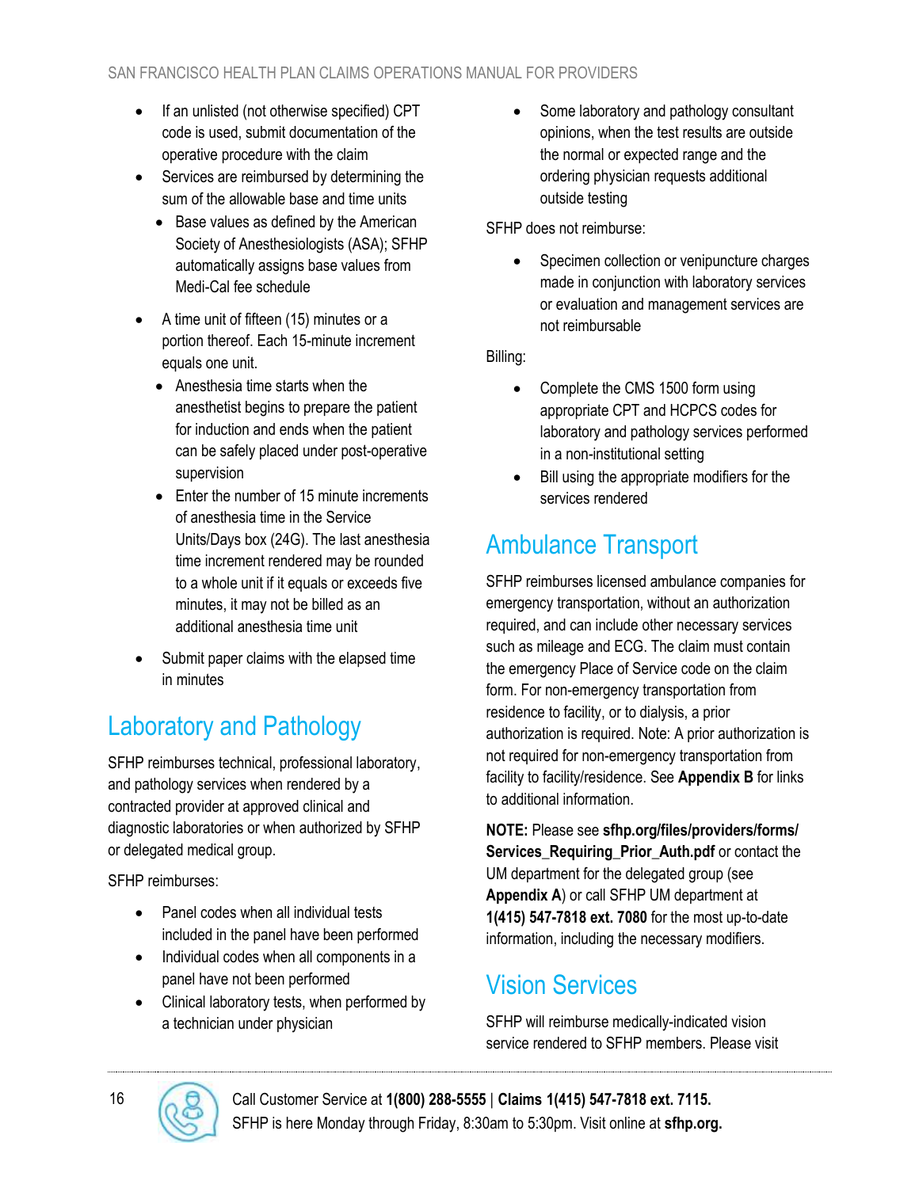- If an unlisted (not otherwise specified) CPT code is used, submit documentation of the operative procedure with the claim
- Services are reimbursed by determining the sum of the allowable base and time units
  - Base values as defined by the American Society of Anesthesiologists (ASA); SFHP automatically assigns base values from Medi-Cal fee schedule
- A time unit of fifteen (15) minutes or a portion thereof. Each 15-minute increment equals one unit.
  - Anesthesia time starts when the anesthetist begins to prepare the patient for induction and ends when the patient can be safely placed under post-operative supervision
  - Enter the number of 15 minute increments of anesthesia time in the Service Units/Days box (24G). The last anesthesia time increment rendered may be rounded to a whole unit if it equals or exceeds five minutes, it may not be billed as an additional anesthesia time unit
- Submit paper claims with the elapsed time in minutes

## Laboratory and Pathology

SFHP reimburses technical, professional laboratory, and pathology services when rendered by a contracted provider at approved clinical and diagnostic laboratories or when authorized by SFHP or delegated medical group.

SFHP reimburses:

- Panel codes when all individual tests included in the panel have been performed
- Individual codes when all components in a panel have not been performed
- Clinical laboratory tests, when performed by a technician under physician
- Some laboratory and pathology consultant opinions, when the test results are outside the normal or expected range and the ordering physician requests additional outside testing

SFHP does not reimburse:

- Specimen collection or venipuncture charges made in conjunction with laboratory services or evaluation and management services are not reimbursable

Billing:

- Complete the CMS 1500 form using appropriate CPT and HCPCS codes for laboratory and pathology services performed in a non-institutional setting
- Bill using the appropriate modifiers for the services rendered

## Ambulance Transport

SFHP reimburses licensed ambulance companies for emergency transportation, without an authorization required, and can include other necessary services such as mileage and ECG. The claim must contain the emergency Place of Service code on the claim form. For non-emergency transportation from residence to facility, or to dialysis, a prior authorization is required. Note: A prior authorization is not required for non-emergency transportation from facility to facility/residence. See **Appendix B** for links to additional information.

**NOTE:** Please see **sfhp.org/files/providers/forms/Services_Requiring_Prior_Auth.pdf** or contact the UM department for the delegated group (see **Appendix A**) or call SFHP UM department at **1(415) 547-7818 ext. 7080** for the most up-to-date information, including the necessary modifiers.

## Vision Services

SFHP will reimburse medically-indicated vision service rendered to SFHP members. Please visit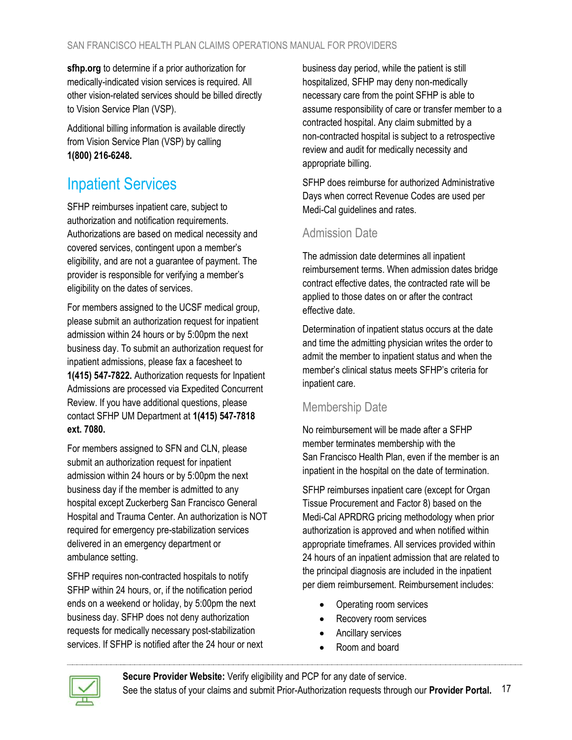**sfhp.org** to determine if a prior authorization for medically-indicated vision services is required. All other vision-related services should be billed directly to Vision Service Plan (VSP).

Additional billing information is available directly from Vision Service Plan (VSP) by calling **1(800) 216-6248.**

## Inpatient Services

SFHP reimburses inpatient care, subject to authorization and notification requirements. Authorizations are based on medical necessity and covered services, contingent upon a member's eligibility, and are not a guarantee of payment. The provider is responsible for verifying a member's eligibility on the dates of services.

For members assigned to the UCSF medical group, please submit an authorization request for inpatient admission within 24 hours or by 5:00pm the next business day. To submit an authorization request for inpatient admissions, please fax a facesheet to **1(415) 547-7822.** Authorization requests for Inpatient Admissions are processed via Expedited Concurrent Review. If you have additional questions, please contact SFHP UM Department at **1(415) 547-7818 ext. 7080.**

For members assigned to SFN and CLN, please submit an authorization request for inpatient admission within 24 hours or by 5:00pm the next business day if the member is admitted to any hospital except Zuckerberg San Francisco General Hospital and Trauma Center. An authorization is NOT required for emergency pre-stabilization services delivered in an emergency department or ambulance setting.

SFHP requires non-contracted hospitals to notify SFHP within 24 hours, or, if the notification period ends on a weekend or holiday, by 5:00pm the next business day. SFHP does not deny authorization requests for medically necessary post-stabilization services. If SFHP is notified after the 24 hour or next business day period, while the patient is still hospitalized, SFHP may deny non-medically necessary care from the point SFHP is able to assume responsibility of care or transfer member to a contracted hospital. Any claim submitted by a non-contracted hospital is subject to a retrospective review and audit for medically necessity and appropriate billing.

SFHP does reimburse for authorized Administrative Days when correct Revenue Codes are used per Medi-Cal guidelines and rates.

### Admission Date

The admission date determines all inpatient reimbursement terms. When admission dates bridge contract effective dates, the contracted rate will be applied to those dates on or after the contract effective date.

Determination of inpatient status occurs at the date and time the admitting physician writes the order to admit the member to inpatient status and when the member's clinical status meets SFHP's criteria for inpatient care.

### Membership Date

No reimbursement will be made after a SFHP member terminates membership with the San Francisco Health Plan, even if the member is an inpatient in the hospital on the date of termination.

SFHP reimburses inpatient care (except for Organ Tissue Procurement and Factor 8) based on the Medi-Cal APRDRG pricing methodology when prior authorization is approved and when notified within appropriate timeframes. All services provided within 24 hours of an inpatient admission that are related to the principal diagnosis are included in the inpatient per diem reimbursement. Reimbursement includes:

- Operating room services
- Recovery room services
- Ancillary services
- Room and board

**Secure Provider Website:** Verify eligibility and PCP for any date of service.
See the status of your claims and submit Prior-Authorization requests through our **Provider Portal.**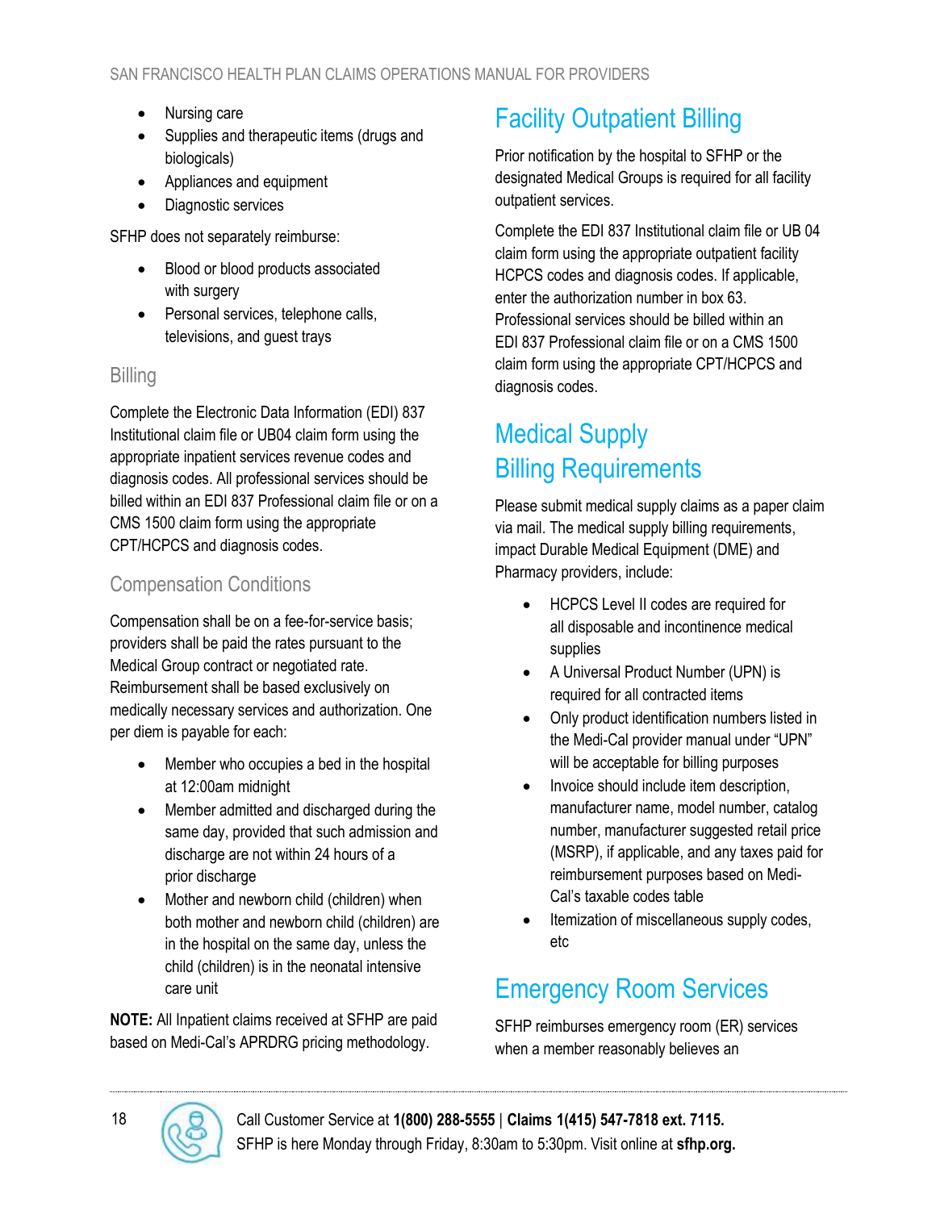- Nursing care
- Supplies and therapeutic items (drugs and biologicals)
- Appliances and equipment
- Diagnostic services

SFHP does not separately reimburse:

- Blood or blood products associated with surgery
- Personal services, telephone calls, televisions, and guest trays

### Billing

Complete the Electronic Data Information (EDI) 837 Institutional claim file or UB04 claim form using the appropriate inpatient services revenue codes and diagnosis codes. All professional services should be billed within an EDI 837 Professional claim file or on a CMS 1500 claim form using the appropriate CPT/HCPCS and diagnosis codes.

### Compensation Conditions

Compensation shall be on a fee-for-service basis; providers shall be paid the rates pursuant to the Medical Group contract or negotiated rate. Reimbursement shall be based exclusively on medically necessary services and authorization. One per diem is payable for each:

- Member who occupies a bed in the hospital at 12:00am midnight
- Member admitted and discharged during the same day, provided that such admission and discharge are not within 24 hours of a prior discharge
- Mother and newborn child (children) when both mother and newborn child (children) are in the hospital on the same day, unless the child (children) is in the neonatal intensive care unit

**NOTE:** All Inpatient claims received at SFHP are paid based on Medi-Cal's APRDRG pricing methodology.

## Facility Outpatient Billing

Prior notification by the hospital to SFHP or the designated Medical Groups is required for all facility outpatient services.

Complete the EDI 837 Institutional claim file or UB 04 claim form using the appropriate outpatient facility HCPCS codes and diagnosis codes. If applicable, enter the authorization number in box 63. Professional services should be billed within an EDI 837 Professional claim file or on a CMS 1500 claim form using the appropriate CPT/HCPCS and diagnosis codes.

## Medical Supply Billing Requirements

Please submit medical supply claims as a paper claim via mail. The medical supply billing requirements, impact Durable Medical Equipment (DME) and Pharmacy providers, include:

- HCPCS Level II codes are required for all disposable and incontinence medical supplies
- A Universal Product Number (UPN) is required for all contracted items
- Only product identification numbers listed in the Medi-Cal provider manual under "UPN" will be acceptable for billing purposes
- Invoice should include item description, manufacturer name, model number, catalog number, manufacturer suggested retail price (MSRP), if applicable, and any taxes paid for reimbursement purposes based on Medi-Cal's taxable codes table
- Itemization of miscellaneous supply codes, etc

## Emergency Room Services

SFHP reimburses emergency room (ER) services when a member reasonably believes an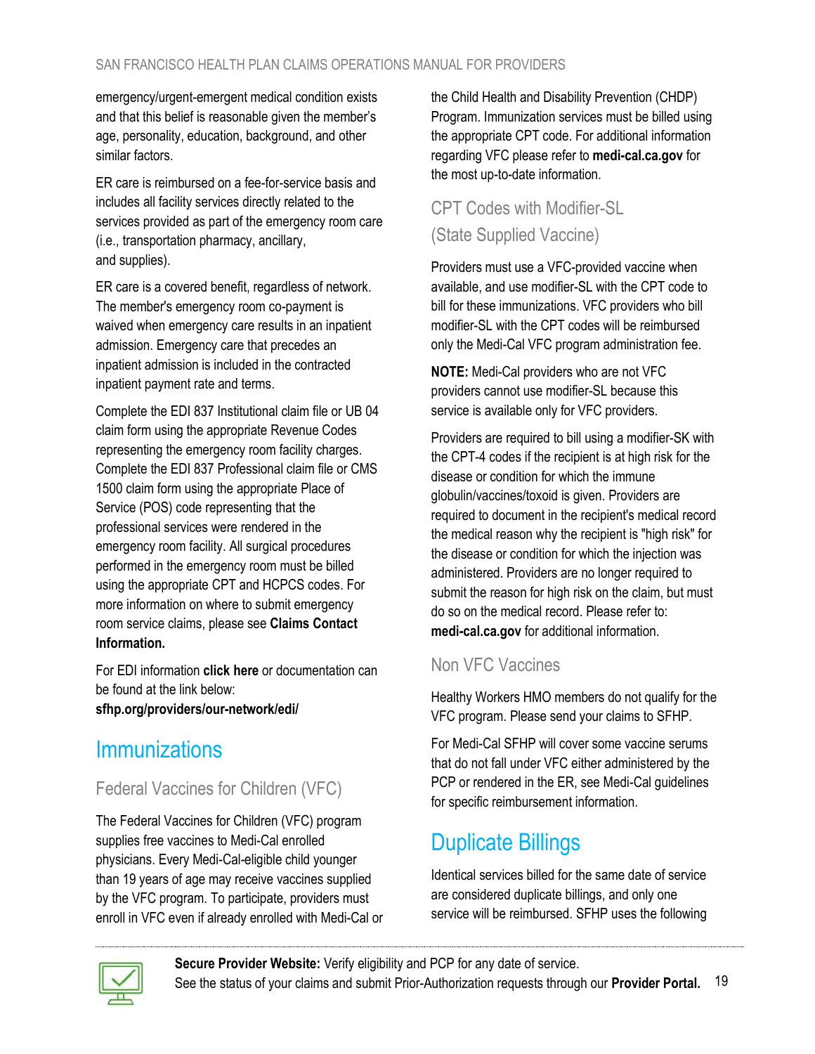emergency/urgent-emergent medical condition exists and that this belief is reasonable given the member's age, personality, education, background, and other similar factors.

ER care is reimbursed on a fee-for-service basis and includes all facility services directly related to the services provided as part of the emergency room care (i.e., transportation pharmacy, ancillary, and supplies).

ER care is a covered benefit, regardless of network. The member's emergency room co-payment is waived when emergency care results in an inpatient admission. Emergency care that precedes an inpatient admission is included in the contracted inpatient payment rate and terms.

Complete the EDI 837 Institutional claim file or UB 04 claim form using the appropriate Revenue Codes representing the emergency room facility charges. Complete the EDI 837 Professional claim file or CMS 1500 claim form using the appropriate Place of Service (POS) code representing that the professional services were rendered in the emergency room facility. All surgical procedures performed in the emergency room must be billed using the appropriate CPT and HCPCS codes. For more information on where to submit emergency room service claims, please see **Claims Contact Information.**

For EDI information **click here** or documentation can be found at the link below: **sfhp.org/providers/our-network/edi/**

## Immunizations

### Federal Vaccines for Children (VFC)

The Federal Vaccines for Children (VFC) program supplies free vaccines to Medi-Cal enrolled physicians. Every Medi-Cal-eligible child younger than 19 years of age may receive vaccines supplied by the VFC program. To participate, providers must enroll in VFC even if already enrolled with Medi-Cal or the Child Health and Disability Prevention (CHDP) Program. Immunization services must be billed using the appropriate CPT code. For additional information regarding VFC please refer to **medi-cal.ca.gov** for the most up-to-date information.

### CPT Codes with Modifier-SL (State Supplied Vaccine)

Providers must use a VFC-provided vaccine when available, and use modifier-SL with the CPT code to bill for these immunizations. VFC providers who bill modifier-SL with the CPT codes will be reimbursed only the Medi-Cal VFC program administration fee.

**NOTE:** Medi-Cal providers who are not VFC providers cannot use modifier-SL because this service is available only for VFC providers.

Providers are required to bill using a modifier-SK with the CPT-4 codes if the recipient is at high risk for the disease or condition for which the immune globulin/vaccines/toxoid is given. Providers are required to document in the recipient's medical record the medical reason why the recipient is "high risk" for the disease or condition for which the injection was administered. Providers are no longer required to submit the reason for high risk on the claim, but must do so on the medical record. Please refer to: **medi-cal.ca.gov** for additional information.

### Non VFC Vaccines

Healthy Workers HMO members do not qualify for the VFC program. Please send your claims to SFHP.

For Medi-Cal SFHP will cover some vaccine serums that do not fall under VFC either administered by the PCP or rendered in the ER, see Medi-Cal guidelines for specific reimbursement information.

## Duplicate Billings

Identical services billed for the same date of service are considered duplicate billings, and only one service will be reimbursed. SFHP uses the following

**Secure Provider Website:** Verify eligibility and PCP for any date of service.
See the status of your claims and submit Prior-Authorization requests through our **Provider Portal.**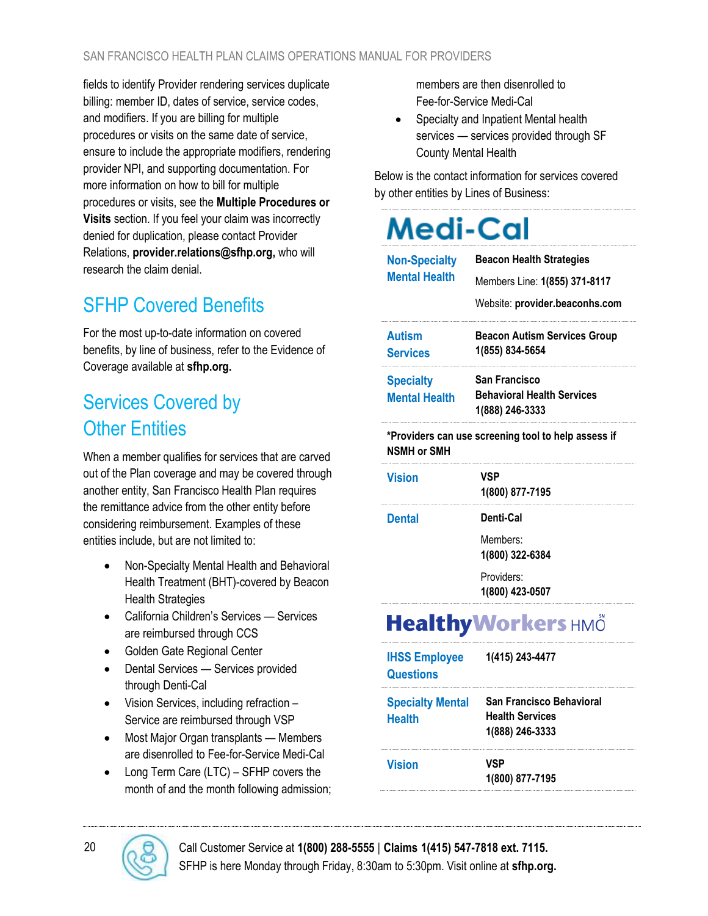fields to identify Provider rendering services duplicate billing: member ID, dates of service, service codes, and modifiers. If you are billing for multiple procedures or visits on the same date of service, ensure to include the appropriate modifiers, rendering provider NPI, and supporting documentation. For more information on how to bill for multiple procedures or visits, see the **Multiple Procedures or Visits** section. If you feel your claim was incorrectly denied for duplication, please contact Provider Relations, **provider.relations@sfhp.org,** who will research the claim denial.

## SFHP Covered Benefits

For the most up-to-date information on covered benefits, by line of business, refer to the Evidence of Coverage available at **sfhp.org.**

## Services Covered by Other Entities

When a member qualifies for services that are carved out of the Plan coverage and may be covered through another entity, San Francisco Health Plan requires the remittance advice from the other entity before considering reimbursement. Examples of these entities include, but are not limited to:

- Non-Specialty Mental Health and Behavioral Health Treatment (BHT)-covered by Beacon Health Strategies
- California Children's Services — Services are reimbursed through CCS
- Golden Gate Regional Center
- Dental Services — Services provided through Denti-Cal
- Vision Services, including refraction – Service are reimbursed through VSP
- Most Major Organ transplants — Members are disenrolled to Fee-for-Service Medi-Cal
- Long Term Care (LTC) – SFHP covers the month of and the month following admission; members are then disenrolled to Fee-for-Service Medi-Cal
- Specialty and Inpatient Mental health services — services provided through SF County Mental Health

Below is the contact information for services covered by other entities by Lines of Business:

### Medi-Cal

| Service | Contact |
|---|---|
| Non-Specialty Mental Health | **Beacon Health Strategies**<br>Members Line: **1(855) 371-8117**<br>Website: **provider.beaconhs.com** |
| Autism Services | **Beacon Autism Services Group**<br>**1(855) 834-5654** |
| Specialty Mental Health | **San Francisco Behavioral Health Services**<br>**1(888) 246-3333** |

***Providers can use screening tool to help assess if NSMH or SMH**

| Service | Contact |
|---|---|
| Vision | **VSP**<br>**1(800) 877-7195** |
| Dental | **Denti-Cal**<br>Members:<br>**1(800) 322-6384**<br>Providers:<br>**1(800) 423-0507** |

### Healthy Workers HMO

| Service | Contact |
|---|---|
| IHSS Employee Questions | **1(415) 243-4477** |
| Specialty Mental Health | **San Francisco Behavioral Health Services**<br>**1(888) 246-3333** |
| Vision | **VSP**<br>**1(800) 877-7195** |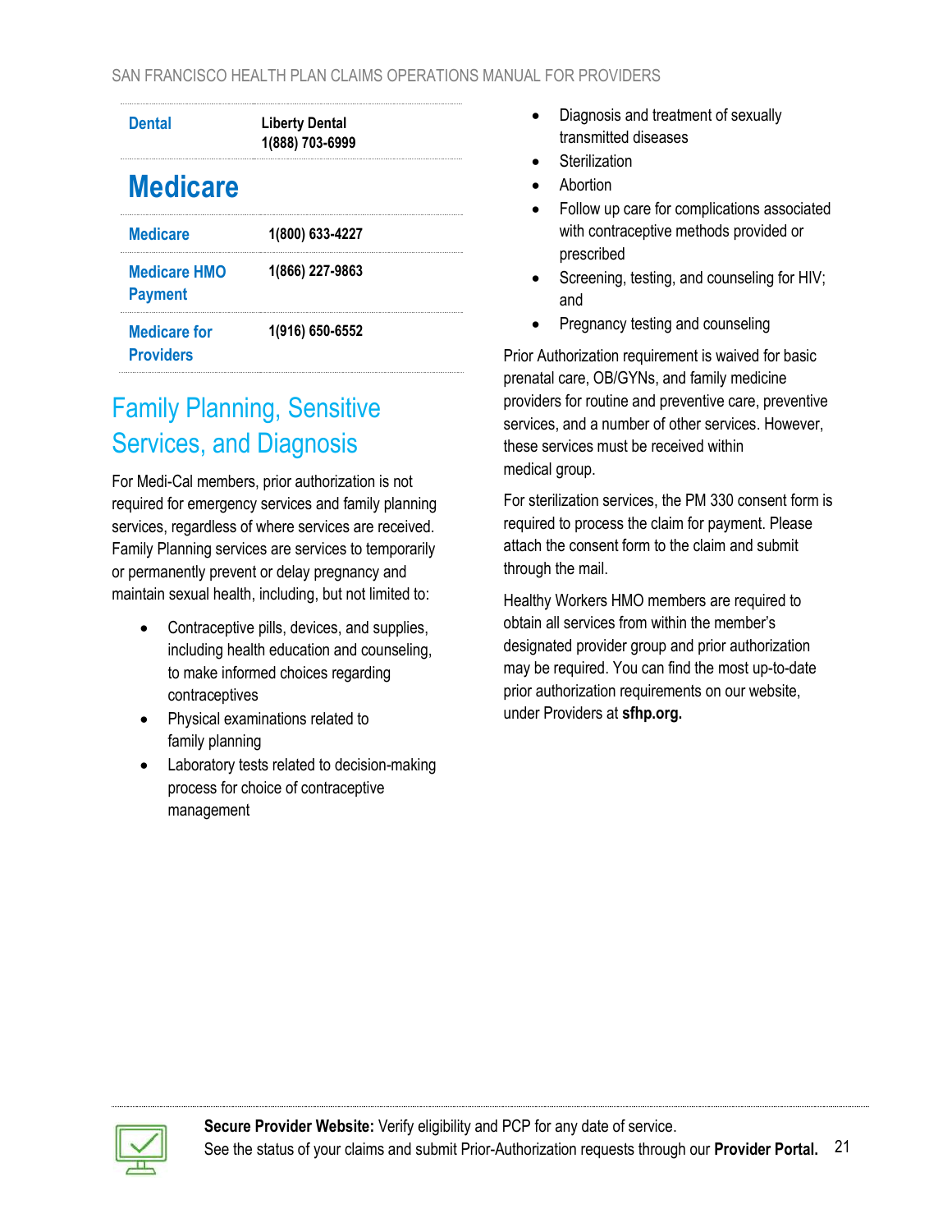| Dental | Liberty Dental<br>1(888) 703-6999 |
|---|---|

# Medicare

| Medicare | 1(800) 633-4227 |
|---|---|
| Medicare HMO Payment | 1(866) 227-9863 |
| Medicare for Providers | 1(916) 650-6552 |

## Family Planning, Sensitive Services, and Diagnosis

For Medi-Cal members, prior authorization is not required for emergency services and family planning services, regardless of where services are received. Family Planning services are services to temporarily or permanently prevent or delay pregnancy and maintain sexual health, including, but not limited to:

- Contraceptive pills, devices, and supplies, including health education and counseling, to make informed choices regarding contraceptives
- Physical examinations related to family planning
- Laboratory tests related to decision-making process for choice of contraceptive management
- Diagnosis and treatment of sexually transmitted diseases
- Sterilization
- Abortion
- Follow up care for complications associated with contraceptive methods provided or prescribed
- Screening, testing, and counseling for HIV; and
- Pregnancy testing and counseling

Prior Authorization requirement is waived for basic prenatal care, OB/GYNs, and family medicine providers for routine and preventive care, preventive services, and a number of other services. However, these services must be received within medical group.

For sterilization services, the PM 330 consent form is required to process the claim for payment. Please attach the consent form to the claim and submit through the mail.

Healthy Workers HMO members are required to obtain all services from within the member's designated provider group and prior authorization may be required. You can find the most up-to-date prior authorization requirements on our website, under Providers at **sfhp.org.**

**Secure Provider Website:** Verify eligibility and PCP for any date of service.
See the status of your claims and submit Prior-Authorization requests through our **Provider Portal.**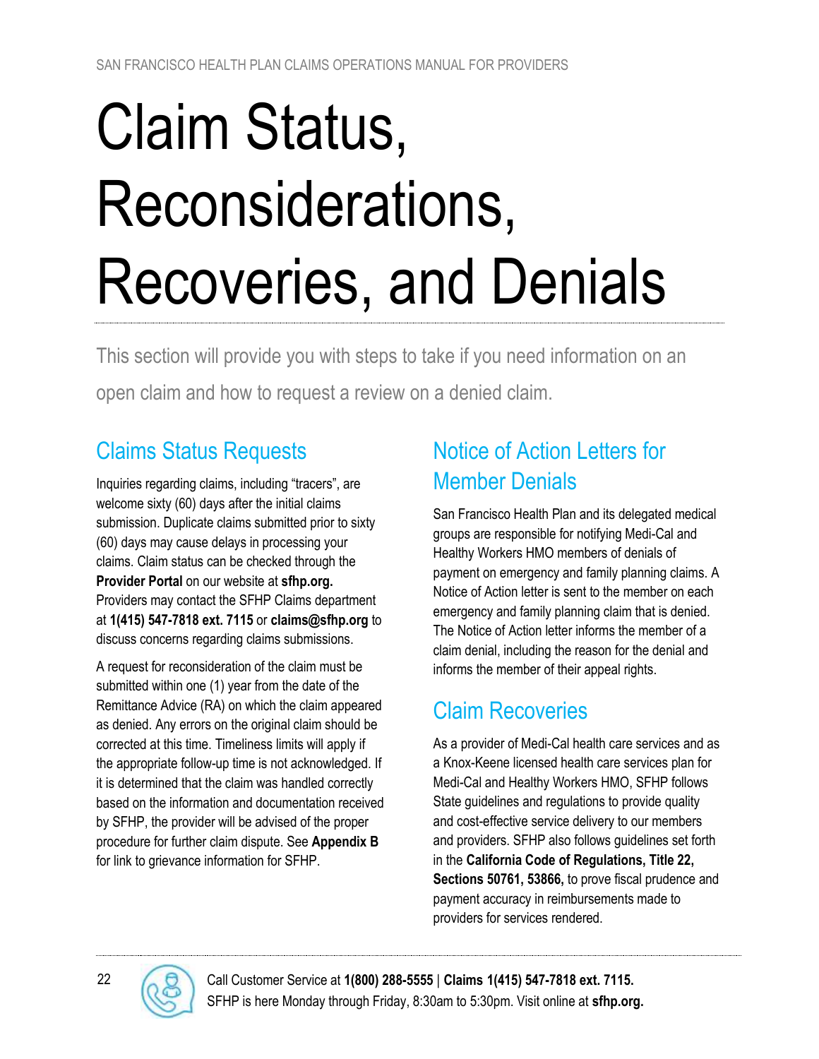# Claim Status, Reconsiderations, Recoveries, and Denials

This section will provide you with steps to take if you need information on an open claim and how to request a review on a denied claim.

## Claims Status Requests

Inquiries regarding claims, including "tracers", are welcome sixty (60) days after the initial claims submission. Duplicate claims submitted prior to sixty (60) days may cause delays in processing your claims. Claim status can be checked through the **Provider Portal** on our website at **sfhp.org.** Providers may contact the SFHP Claims department at **1(415) 547-7818 ext. 7115** or **claims@sfhp.org** to discuss concerns regarding claims submissions.

A request for reconsideration of the claim must be submitted within one (1) year from the date of the Remittance Advice (RA) on which the claim appeared as denied. Any errors on the original claim should be corrected at this time. Timeliness limits will apply if the appropriate follow-up time is not acknowledged. If it is determined that the claim was handled correctly based on the information and documentation received by SFHP, the provider will be advised of the proper procedure for further claim dispute. See **Appendix B** for link to grievance information for SFHP.

## Notice of Action Letters for Member Denials

San Francisco Health Plan and its delegated medical groups are responsible for notifying Medi-Cal and Healthy Workers HMO members of denials of payment on emergency and family planning claims. A Notice of Action letter is sent to the member on each emergency and family planning claim that is denied. The Notice of Action letter informs the member of a claim denial, including the reason for the denial and informs the member of their appeal rights.

## Claim Recoveries

As a provider of Medi-Cal health care services and as a Knox-Keene licensed health care services plan for Medi-Cal and Healthy Workers HMO, SFHP follows State guidelines and regulations to provide quality and cost-effective service delivery to our members and providers. SFHP also follows guidelines set forth in the **California Code of Regulations, Title 22, Sections 50761, 53866,** to prove fiscal prudence and payment accuracy in reimbursements made to providers for services rendered.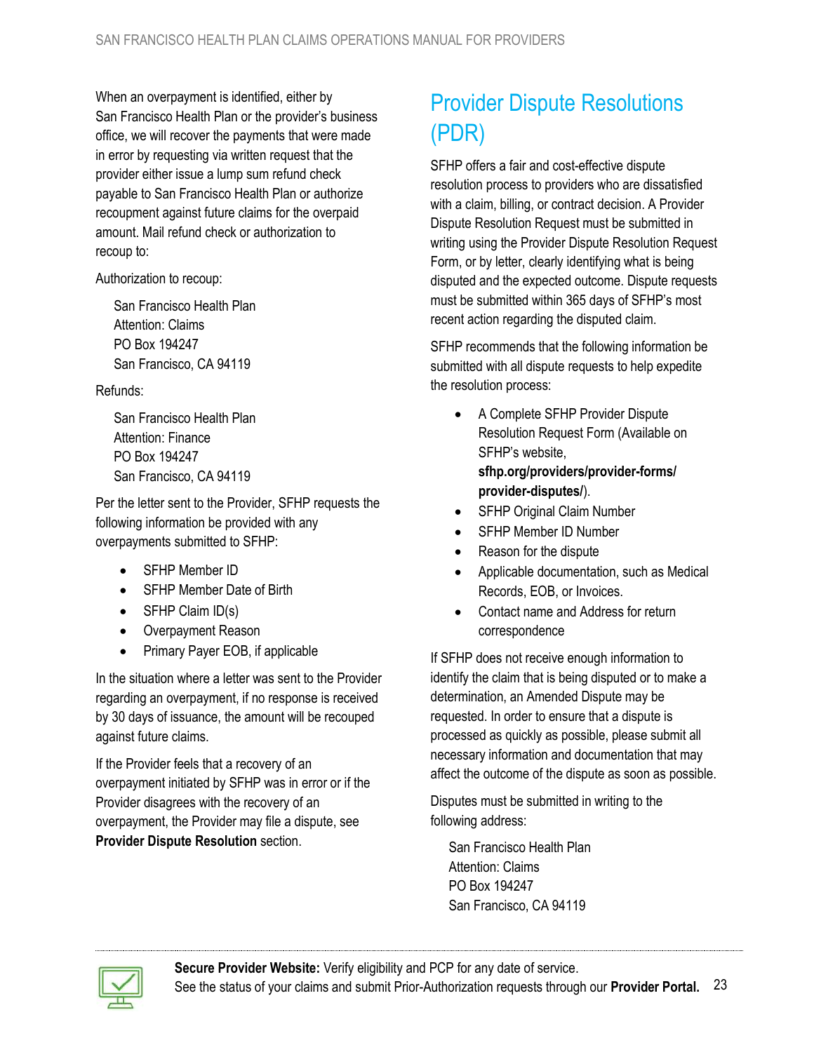When an overpayment is identified, either by San Francisco Health Plan or the provider's business office, we will recover the payments that were made in error by requesting via written request that the provider either issue a lump sum refund check payable to San Francisco Health Plan or authorize recoupment against future claims for the overpaid amount. Mail refund check or authorization to recoup to:

Authorization to recoup:

San Francisco Health Plan
Attention: Claims
PO Box 194247
San Francisco, CA 94119

Refunds:

San Francisco Health Plan
Attention: Finance
PO Box 194247
San Francisco, CA 94119

Per the letter sent to the Provider, SFHP requests the following information be provided with any overpayments submitted to SFHP:

- SFHP Member ID
- SFHP Member Date of Birth
- SFHP Claim ID(s)
- Overpayment Reason
- Primary Payer EOB, if applicable

In the situation where a letter was sent to the Provider regarding an overpayment, if no response is received by 30 days of issuance, the amount will be recouped against future claims.

If the Provider feels that a recovery of an overpayment initiated by SFHP was in error or if the Provider disagrees with the recovery of an overpayment, the Provider may file a dispute, see **Provider Dispute Resolution** section.

# Provider Dispute Resolutions (PDR)

SFHP offers a fair and cost-effective dispute resolution process to providers who are dissatisfied with a claim, billing, or contract decision. A Provider Dispute Resolution Request must be submitted in writing using the Provider Dispute Resolution Request Form, or by letter, clearly identifying what is being disputed and the expected outcome. Dispute requests must be submitted within 365 days of SFHP's most recent action regarding the disputed claim.

SFHP recommends that the following information be submitted with all dispute requests to help expedite the resolution process:

- A Complete SFHP Provider Dispute Resolution Request Form (Available on SFHP's website, **sfhp.org/providers/provider-forms/provider-disputes/**).
- SFHP Original Claim Number
- SFHP Member ID Number
- Reason for the dispute
- Applicable documentation, such as Medical Records, EOB, or Invoices.
- Contact name and Address for return correspondence

If SFHP does not receive enough information to identify the claim that is being disputed or to make a determination, an Amended Dispute may be requested. In order to ensure that a dispute is processed as quickly as possible, please submit all necessary information and documentation that may affect the outcome of the dispute as soon as possible.

Disputes must be submitted in writing to the following address:

San Francisco Health Plan
Attention: Claims
PO Box 194247
San Francisco, CA 94119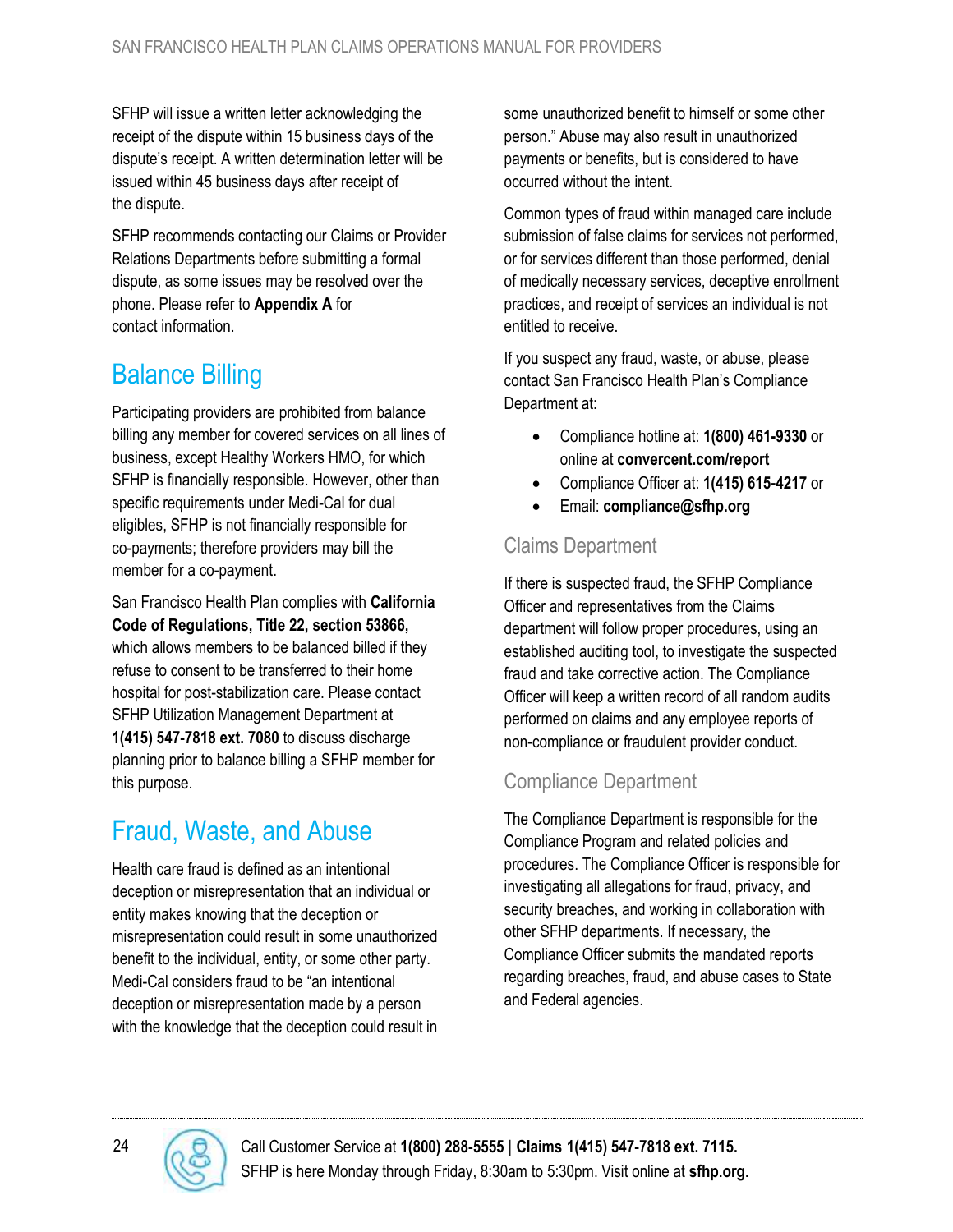SFHP will issue a written letter acknowledging the receipt of the dispute within 15 business days of the dispute's receipt. A written determination letter will be issued within 45 business days after receipt of the dispute.

SFHP recommends contacting our Claims or Provider Relations Departments before submitting a formal dispute, as some issues may be resolved over the phone. Please refer to **Appendix A** for contact information.

## Balance Billing

Participating providers are prohibited from balance billing any member for covered services on all lines of business, except Healthy Workers HMO, for which SFHP is financially responsible. However, other than specific requirements under Medi-Cal for dual eligibles, SFHP is not financially responsible for co-payments; therefore providers may bill the member for a co-payment.

San Francisco Health Plan complies with **California Code of Regulations, Title 22, section 53866,** which allows members to be balanced billed if they refuse to consent to be transferred to their home hospital for post-stabilization care. Please contact SFHP Utilization Management Department at **1(415) 547-7818 ext. 7080** to discuss discharge planning prior to balance billing a SFHP member for this purpose.

## Fraud, Waste, and Abuse

Health care fraud is defined as an intentional deception or misrepresentation that an individual or entity makes knowing that the deception or misrepresentation could result in some unauthorized benefit to the individual, entity, or some other party. Medi-Cal considers fraud to be "an intentional deception or misrepresentation made by a person with the knowledge that the deception could result in some unauthorized benefit to himself or some other person." Abuse may also result in unauthorized payments or benefits, but is considered to have occurred without the intent.

Common types of fraud within managed care include submission of false claims for services not performed, or for services different than those performed, denial of medically necessary services, deceptive enrollment practices, and receipt of services an individual is not entitled to receive.

If you suspect any fraud, waste, or abuse, please contact San Francisco Health Plan's Compliance Department at:

- Compliance hotline at: **1(800) 461-9330** or online at **convercent.com/report**
- Compliance Officer at: **1(415) 615-4217** or
- Email: **compliance@sfhp.org**

### Claims Department

If there is suspected fraud, the SFHP Compliance Officer and representatives from the Claims department will follow proper procedures, using an established auditing tool, to investigate the suspected fraud and take corrective action. The Compliance Officer will keep a written record of all random audits performed on claims and any employee reports of non-compliance or fraudulent provider conduct.

### Compliance Department

The Compliance Department is responsible for the Compliance Program and related policies and procedures. The Compliance Officer is responsible for investigating all allegations for fraud, privacy, and security breaches, and working in collaboration with other SFHP departments. If necessary, the Compliance Officer submits the mandated reports regarding breaches, fraud, and abuse cases to State and Federal agencies.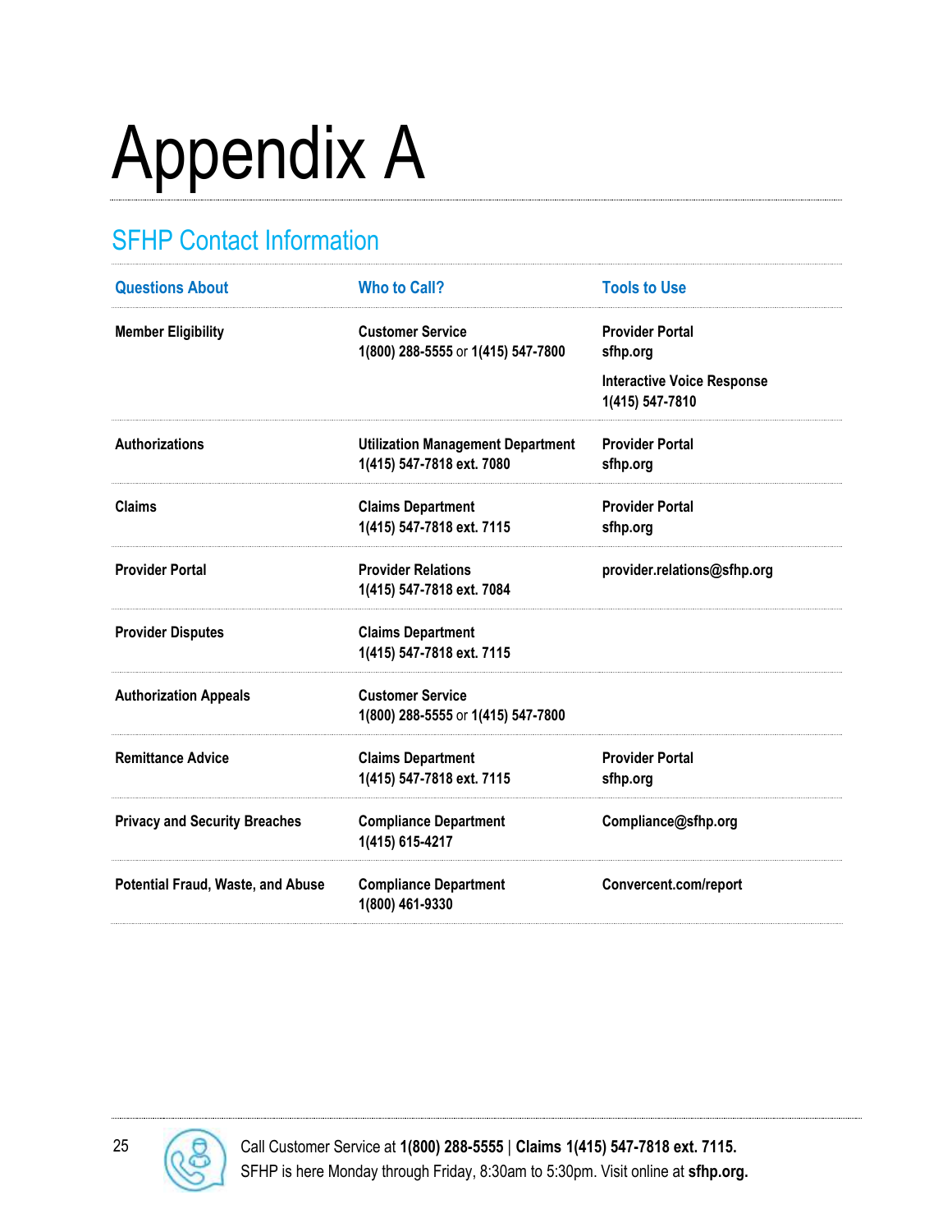# Appendix A

## SFHP Contact Information

| Questions About | Who to Call? | Tools to Use |
|---|---|---|
| **Member Eligibility** | **Customer Service**<br>**1(800) 288-5555** or **1(415) 547-7800** | **Provider Portal**<br>**sfhp.org**<br>**Interactive Voice Response**<br>**1(415) 547-7810** |
| **Authorizations** | **Utilization Management Department**<br>**1(415) 547-7818 ext. 7080** | **Provider Portal**<br>**sfhp.org** |
| **Claims** | **Claims Department**<br>**1(415) 547-7818 ext. 7115** | **Provider Portal**<br>**sfhp.org** |
| **Provider Portal** | **Provider Relations**<br>**1(415) 547-7818 ext. 7084** | **provider.relations@sfhp.org** |
| **Provider Disputes** | **Claims Department**<br>**1(415) 547-7818 ext. 7115** | |
| **Authorization Appeals** | **Customer Service**<br>**1(800) 288-5555** or **1(415) 547-7800** | |
| **Remittance Advice** | **Claims Department**<br>**1(415) 547-7818 ext. 7115** | **Provider Portal**<br>**sfhp.org** |
| **Privacy and Security Breaches** | **Compliance Department**<br>**1(415) 615-4217** | **Compliance@sfhp.org** |
| **Potential Fraud, Waste, and Abuse** | **Compliance Department**<br>**1(800) 461-9330** | **Convercent.com/report** |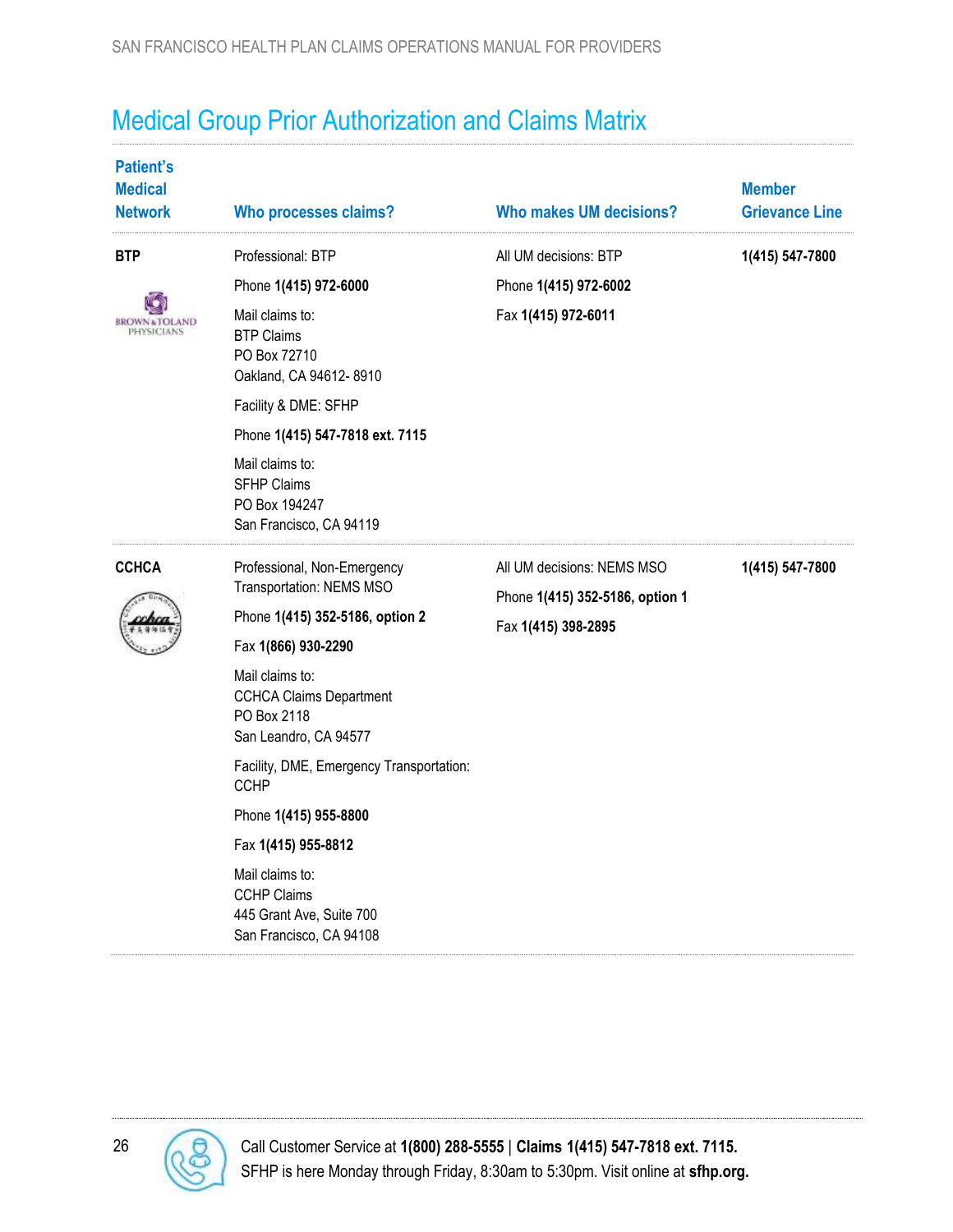# Medical Group Prior Authorization and Claims Matrix

| Patient's Medical Network | Who processes claims? | Who makes UM decisions? | Member Grievance Line |
|---|---|---|---|
| **BTP** | Professional: BTP<br>Phone **1(415) 972-6000**<br>Mail claims to:<br>BTP Claims<br>PO Box 72710<br>Oakland, CA 94612- 8910<br>Facility & DME: SFHP<br>Phone **1(415) 547-7818 ext. 7115**<br>Mail claims to:<br>SFHP Claims<br>PO Box 194247<br>San Francisco, CA 94119 | All UM decisions: BTP<br>Phone **1(415) 972-6002**<br>Fax **1(415) 972-6011** | **1(415) 547-7800** |
| **CCHCA** | Professional, Non-Emergency Transportation: NEMS MSO<br>Phone **1(415) 352-5186, option 2**<br>Fax **1(866) 930-2290**<br>Mail claims to:<br>CCHCA Claims Department<br>PO Box 2118<br>San Leandro, CA 94577<br>Facility, DME, Emergency Transportation: CCHP<br>Phone **1(415) 955-8800**<br>Fax **1(415) 955-8812**<br>Mail claims to:<br>CCHP Claims<br>445 Grant Ave, Suite 700<br>San Francisco, CA 94108 | All UM decisions: NEMS MSO<br>Phone **1(415) 352-5186, option 1**<br>Fax **1(415) 398-2895** | **1(415) 547-7800** |

Call Customer Service at **1(800) 288-5555** | **Claims 1(415) 547-7818 ext. 7115.**
SFHP is here Monday through Friday, 8:30am to 5:30pm. Visit online at **sfhp.org.**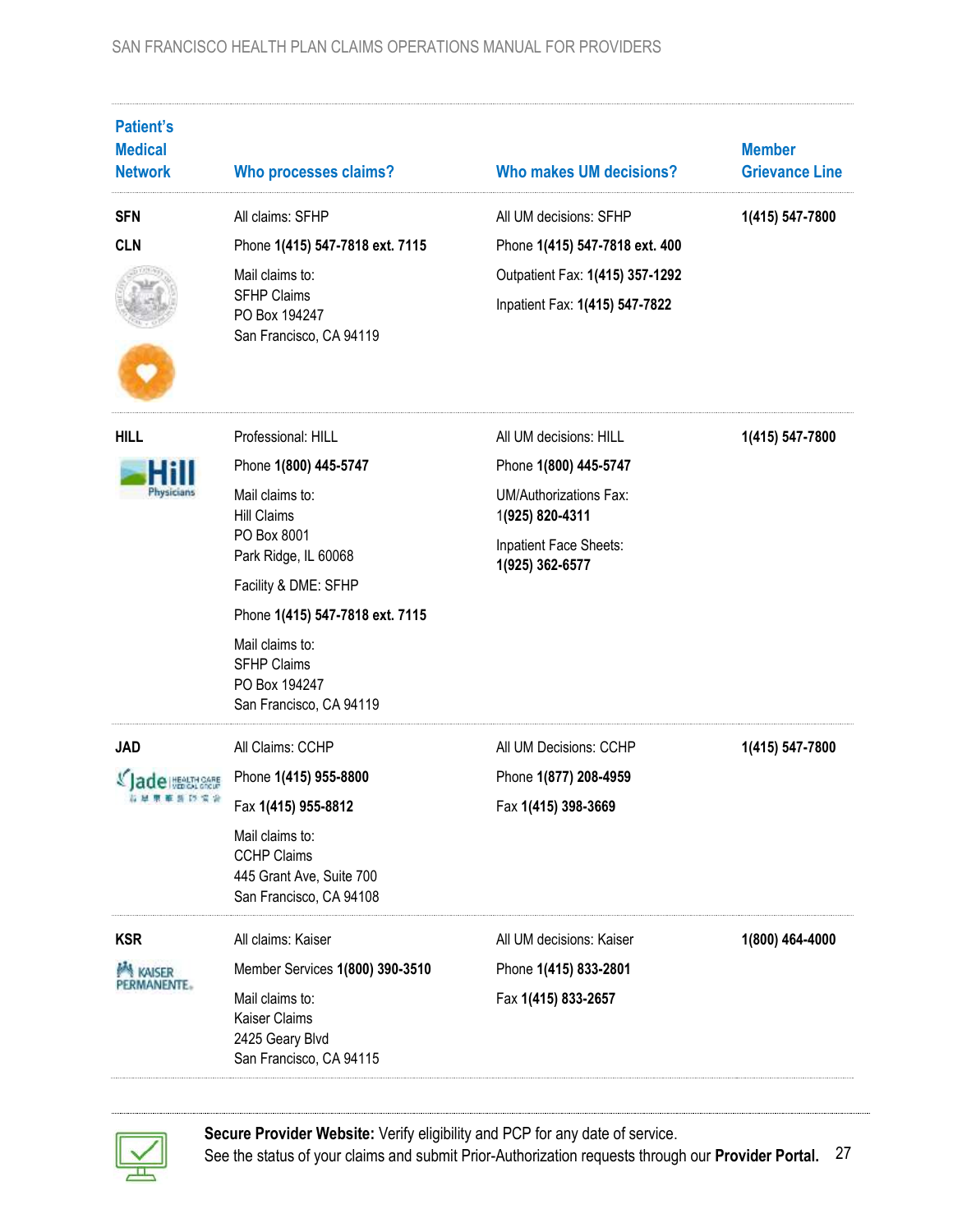| Patient's Medical Network | Who processes claims? | Who makes UM decisions? | Member Grievance Line |
|---|---|---|---|
| SFN<br>CLN | All claims: SFHP<br>Phone **1(415) 547-7818 ext. 7115**<br>Mail claims to:<br>SFHP Claims<br>PO Box 194247<br>San Francisco, CA 94119 | All UM decisions: SFHP<br>Phone **1(415) 547-7818 ext. 400**<br>Outpatient Fax: **1(415) 357-1292**<br>Inpatient Fax: **1(415) 547-7822** | **1(415) 547-7800** |
| HILL | Professional: HILL<br>Phone **1(800) 445-5747**<br>Mail claims to:<br>Hill Claims<br>PO Box 8001<br>Park Ridge, IL 60068<br>Facility & DME: SFHP<br>Phone **1(415) 547-7818 ext. 7115**<br>Mail claims to:<br>SFHP Claims<br>PO Box 194247<br>San Francisco, CA 94119 | All UM decisions: HILL<br>Phone **1(800) 445-5747**<br>UM/Authorizations Fax:<br>**1(925) 820-4311**<br>Inpatient Face Sheets:<br>**1(925) 362-6577** | **1(415) 547-7800** |
| JAD | All Claims: CCHP<br>Phone **1(415) 955-8800**<br>Fax **1(415) 955-8812**<br>Mail claims to:<br>CCHP Claims<br>445 Grant Ave, Suite 700<br>San Francisco, CA 94108 | All UM Decisions: CCHP<br>Phone **1(877) 208-4959**<br>Fax **1(415) 398-3669** | **1(415) 547-7800** |
| KSR | All claims: Kaiser<br>Member Services **1(800) 390-3510**<br>Mail claims to:<br>Kaiser Claims<br>2425 Geary Blvd<br>San Francisco, CA 94115 | All UM decisions: Kaiser<br>Phone **1(415) 833-2801**<br>Fax **1(415) 833-2657** | **1(800) 464-4000** |

**Secure Provider Website:** Verify eligibility and PCP for any date of service.
See the status of your claims and submit Prior-Authorization requests through our **Provider Portal.**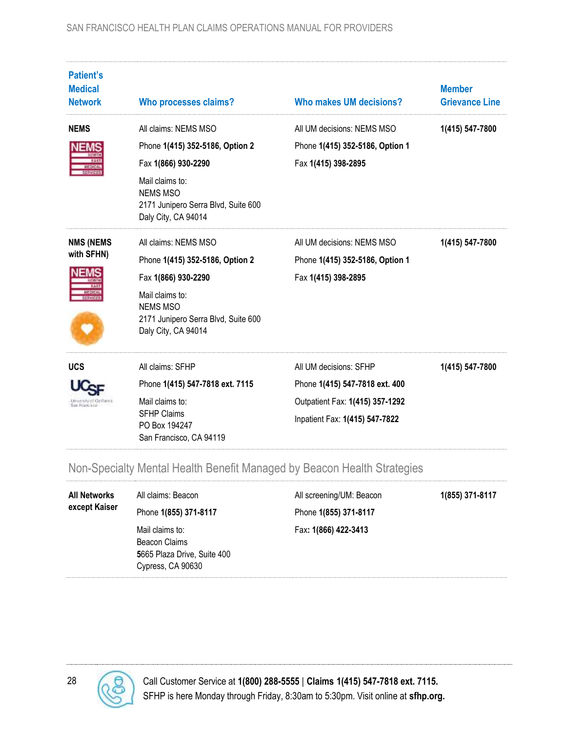| Patient's Medical Network | Who processes claims? | Who makes UM decisions? | Member Grievance Line |
|---|---|---|---|
| **NEMS** | All claims: NEMS MSO<br>Phone **1(415) 352-5186, Option 2**<br>Fax **1(866) 930-2290**<br>Mail claims to:<br>NEMS MSO<br>2171 Junipero Serra Blvd, Suite 600<br>Daly City, CA 94014 | All UM decisions: NEMS MSO<br>Phone **1(415) 352-5186, Option 1**<br>Fax **1(415) 398-2895** | **1(415) 547-7800** |
| **NMS (NEMS with SFHN)** | All claims: NEMS MSO<br>Phone **1(415) 352-5186, Option 2**<br>Fax **1(866) 930-2290**<br>Mail claims to:<br>NEMS MSO<br>2171 Junipero Serra Blvd, Suite 600<br>Daly City, CA 94014 | All UM decisions: NEMS MSO<br>Phone **1(415) 352-5186, Option 1**<br>Fax **1(415) 398-2895** | **1(415) 547-7800** |
| **UCS** | All claims: SFHP<br>Phone **1(415) 547-7818 ext. 7115**<br>Mail claims to:<br>SFHP Claims<br>PO Box 194247<br>San Francisco, CA 94119 | All UM decisions: SFHP<br>Phone **1(415) 547-7818 ext. 400**<br>Outpatient Fax: **1(415) 357-1292**<br>Inpatient Fax: **1(415) 547-7822** | **1(415) 547-7800** |

## Non-Specialty Mental Health Benefit Managed by Beacon Health Strategies

| | | | |
|---|---|---|---|
| **All Networks except Kaiser** | All claims: Beacon<br>Phone **1(855) 371-8117**<br>Mail claims to:<br>Beacon Claims<br>5665 Plaza Drive, Suite 400<br>Cypress, CA 90630 | All screening/UM: Beacon<br>Phone **1(855) 371-8117**<br>Fax: **1(866) 422-3413** | **1(855) 371-8117** |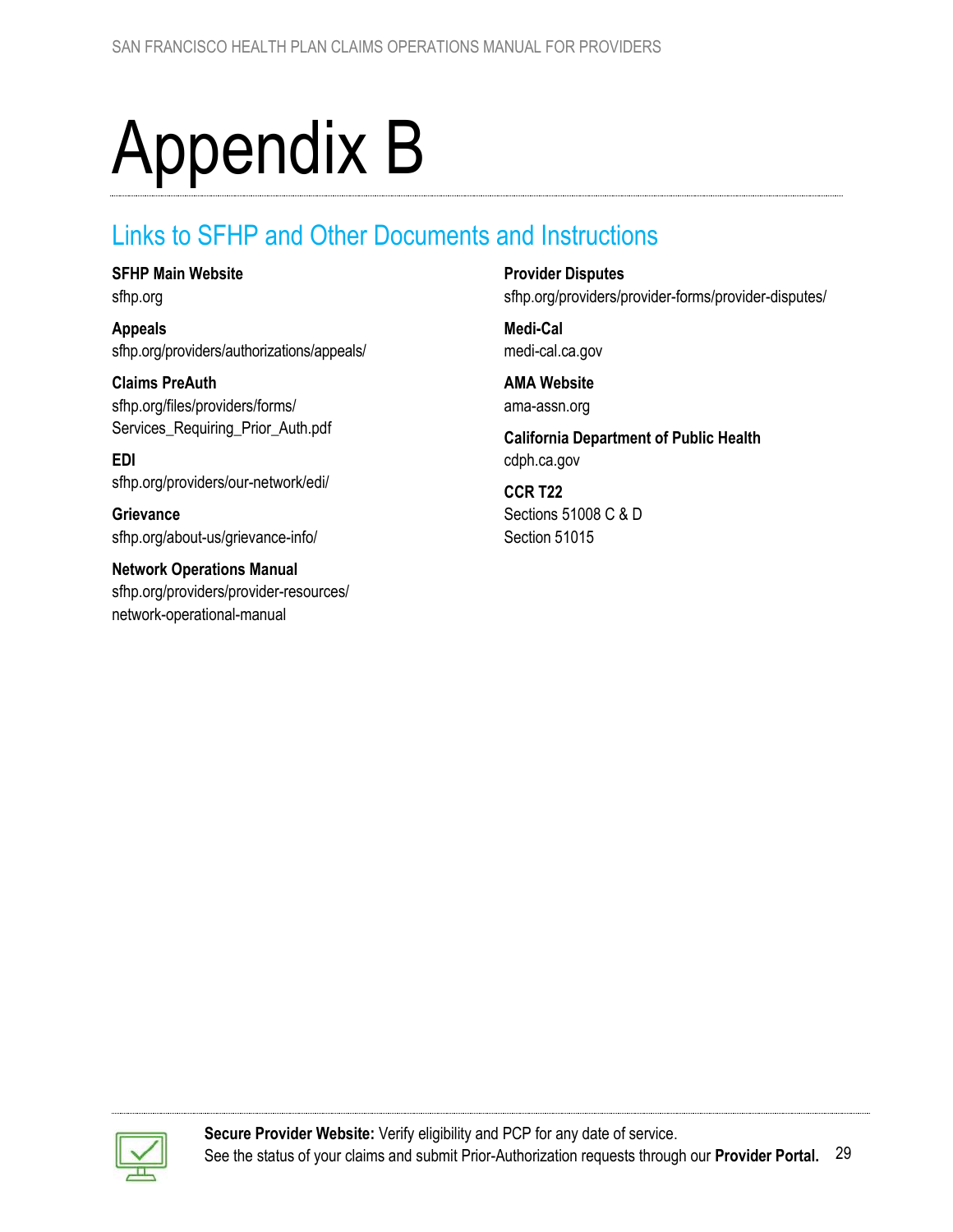# Appendix B

## Links to SFHP and Other Documents and Instructions

**SFHP Main Website**
sfhp.org

**Appeals**
sfhp.org/providers/authorizations/appeals/

**Claims PreAuth**
sfhp.org/files/providers/forms/Services_Requiring_Prior_Auth.pdf

**EDI**
sfhp.org/providers/our-network/edi/

**Grievance**
sfhp.org/about-us/grievance-info/

**Network Operations Manual**
sfhp.org/providers/provider-resources/network-operational-manual

**Provider Disputes**
sfhp.org/providers/provider-forms/provider-disputes/

**Medi-Cal**
medi-cal.ca.gov

**AMA Website**
ama-assn.org

**California Department of Public Health**
cdph.ca.gov

**CCR T22**
Sections 51008 C & D
Section 51015

**Secure Provider Website:** Verify eligibility and PCP for any date of service.
See the status of your claims and submit Prior-Authorization requests through our **Provider Portal.**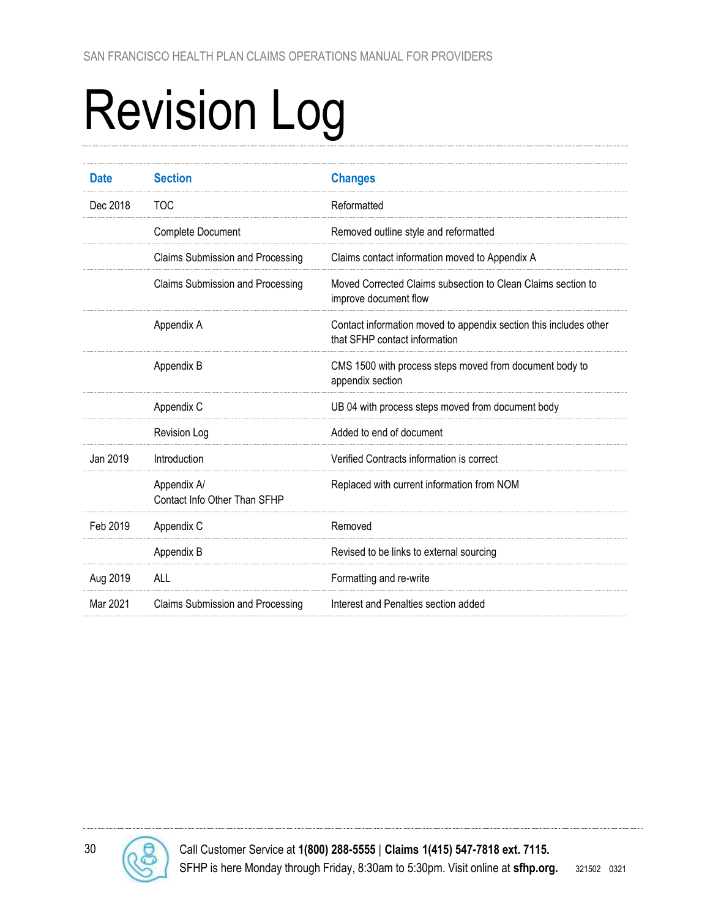# Revision Log

| Date | Section | Changes |
|---|---|---|
| Dec 2018 | TOC | Reformatted |
| | Complete Document | Removed outline style and reformatted |
| | Claims Submission and Processing | Claims contact information moved to Appendix A |
| | Claims Submission and Processing | Moved Corrected Claims subsection to Clean Claims section to improve document flow |
| | Appendix A | Contact information moved to appendix section this includes other that SFHP contact information |
| | Appendix B | CMS 1500 with process steps moved from document body to appendix section |
| | Appendix C | UB 04 with process steps moved from document body |
| | Revision Log | Added to end of document |
| Jan 2019 | Introduction | Verified Contracts information is correct |
| | Appendix A/ Contact Info Other Than SFHP | Replaced with current information from NOM |
| Feb 2019 | Appendix C | Removed |
| | Appendix B | Revised to be links to external sourcing |
| Aug 2019 | ALL | Formatting and re-write |
| Mar 2021 | Claims Submission and Processing | Interest and Penalties section added |

Call Customer Service at **1(800) 288-5555** | **Claims 1(415) 547-7818 ext. 7115.**
SFHP is here Monday through Friday, 8:30am to 5:30pm. Visit online at **sfhp.org.** 321502 0321